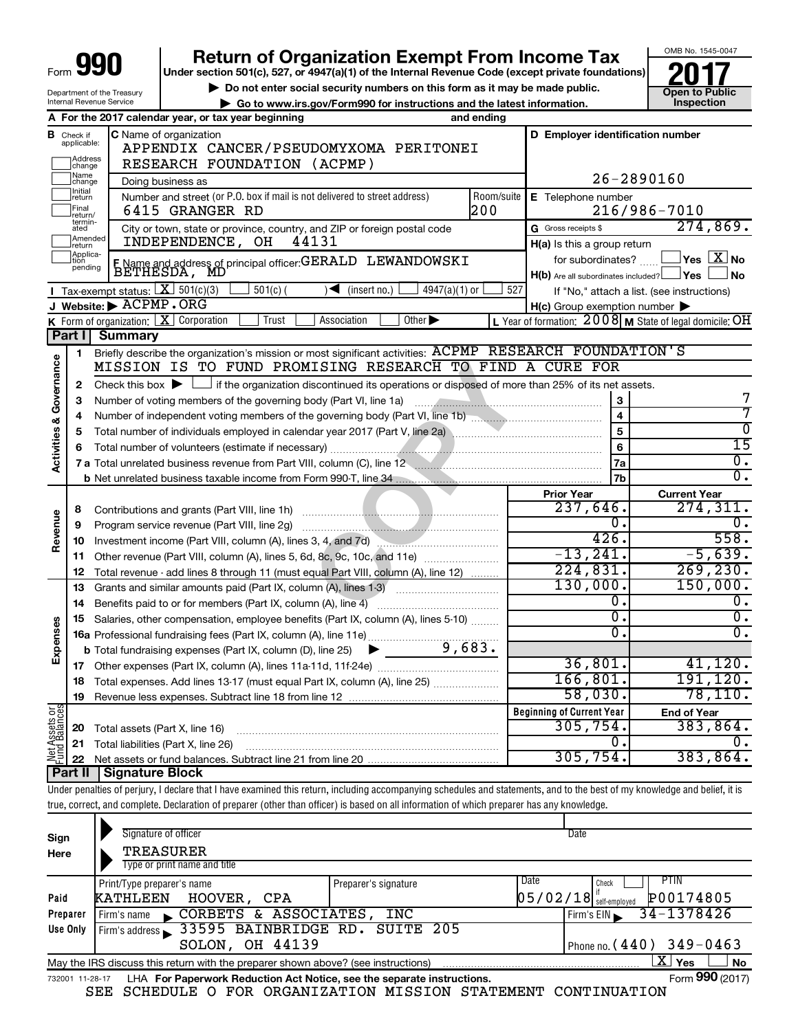Form **990**

# Return of Organization Exempt From Income Tax

**Under section 501(c), 527, or 4947(a)(1) of the Internal Revenue Code (except private foundations)**

▶ Do not enter social security numbers on this form as it may be made public.

▶ Go to www.irs.gov/Form990 for instructions and the latest information.

Department of the Treasury
Internal Revenue Service

OMB No. 1545-0047

**2017**

**Open to Public Inspection**

**A** For the 2017 calendar year, or tax year beginning and ending

**B** Check if applicable: Address change, Name change, Initial return, Final return/terminated, Amended return, Application pending

**C** Name of organization
APPENDIX CANCER/PSEUDOMYXOMA PERITONEI RESEARCH FOUNDATION (ACPMP)

Doing business as

Number and street (or P.O. box if mail is not delivered to street address): 6415 GRANGER RD — Room/suite: 200

City or town, state or province, country, and ZIP or foreign postal code: INDEPENDENCE, OH 44131

**D** Employer identification number: 26-2890160

**E** Telephone number: 216/986-7010

**G** Gross receipts $ 274,869.

**F** Name and address of principal officer: GERALD LEWANDOWSKI BETHESDA, MD

**H(a)** Is this a group return for subordinates? ☐ Yes ☒ No

**H(b)** Are all subordinates included? ☐ Yes ☐ No — If "No," attach a list. (see instructions)

**H(c)** Group exemption number ▶

**I** Tax-exempt status: ☒ 501(c)(3) ☐ 501(c) ( ) ◀ (insert no.) ☐ 4947(a)(1) or ☐ 527

**J** Website: ▶ ACPMP.ORG

**K** Form of organization: ☒ Corporation ☐ Trust ☐ Association ☐ Other ▶

**L** Year of formation: 2008 **M** State of legal domicile: OH

## Part I Summary

**Activities & Governance**

1 Briefly describe the organization's mission or most significant activities: ACPMP RESEARCH FOUNDATION'S MISSION IS TO FUND PROMISING RESEARCH TO FIND A CURE FOR

2 Check this box ▶ ☐ if the organization discontinued its operations or disposed of more than 25% of its net assets.

| | | | |
|---|---|---|---|
| 3 | Number of voting members of the governing body (Part VI, line 1a) | 3 | 7 |
| 4 | Number of independent voting members of the governing body (Part VI, line 1b) | 4 | 7 |
| 5 | Total number of individuals employed in calendar year 2017 (Part V, line 2a) | 5 | 0 |
| 6 | Total number of volunteers (estimate if necessary) | 6 | 15 |
| 7a | Total unrelated business revenue from Part VIII, column (C), line 12 | 7a | 0. |
| b | Net unrelated business taxable income from Form 990-T, line 34 | 7b | 0. |

| | | | Prior Year | Current Year |
|---|---|---|---|---|
| **Revenue** | 8 | Contributions and grants (Part VIII, line 1h) | 237,646. | 274,311. |
| | 9 | Program service revenue (Part VIII, line 2g) | 0. | 0. |
| | 10 | Investment income (Part VIII, column (A), lines 3, 4, and 7d) | 426. | 558. |
| | 11 | Other revenue (Part VIII, column (A), lines 5, 6d, 8c, 9c, 10c, and 11e) | -13,241. | -5,639. |
| | 12 | Total revenue - add lines 8 through 11 (must equal Part VIII, column (A), line 12) | 224,831. | 269,230. |
| **Expenses** | 13 | Grants and similar amounts paid (Part IX, column (A), lines 1-3) | 130,000. | 150,000. |
| | 14 | Benefits paid to or for members (Part IX, column (A), line 4) | 0. | 0. |
| | 15 | Salaries, other compensation, employee benefits (Part IX, column (A), lines 5-10) | 0. | 0. |
| | 16a | Professional fundraising fees (Part IX, column (A), line 11e) | 0. | 0. |
| | b | Total fundraising expenses (Part IX, column (D), line 25) ▶ 9,683. | | |
| | 17 | Other expenses (Part IX, column (A), lines 11a-11d, 11f-24e) | 36,801. | 41,120. |
| | 18 | Total expenses. Add lines 13-17 (must equal Part IX, column (A), line 25) | 166,801. | 191,120. |
| | 19 | Revenue less expenses. Subtract line 18 from line 12 | 58,030. | 78,110. |
| | | | **Beginning of Current Year** | **End of Year** |
| **Net Assets or Fund Balances** | 20 | Total assets (Part X, line 16) | 305,754. | 383,864. |
| | 21 | Total liabilities (Part X, line 26) | 0. | 0. |
| | 22 | Net assets or fund balances. Subtract line 21 from line 20 | 305,754. | 383,864. |

## Part II Signature Block

Under penalties of perjury, I declare that I have examined this return, including accompanying schedules and statements, and to the best of my knowledge and belief, it is true, correct, and complete. Declaration of preparer (other than officer) is based on all information of which preparer has any knowledge.

**Sign Here**

Signature of officer — Date

TREASURER
Type or print name and title

**Paid Preparer Use Only**

| Print/Type preparer's name | Preparer's signature | Date | Check if self-employed | PTIN |
|---|---|---|---|---|
| KATHLEEN HOOVER, CPA | | 05/02/18 | ☐ | P00174805 |

Firm's name ▶ CORBETS & ASSOCIATES, INC — Firm's EIN ▶ 34-1378426

Firm's address ▶ 33595 BAINBRIDGE RD. SUITE 205 SOLON, OH 44139 — Phone no. (440) 349-0463

May the IRS discuss this return with the preparer shown above? (see instructions) ☒ Yes ☐ No

732001 11-28-17 LHA **For Paperwork Reduction Act Notice, see the separate instructions.** Form **990** (2017)

SEE SCHEDULE O FOR ORGANIZATION MISSION STATEMENT CONTINUATION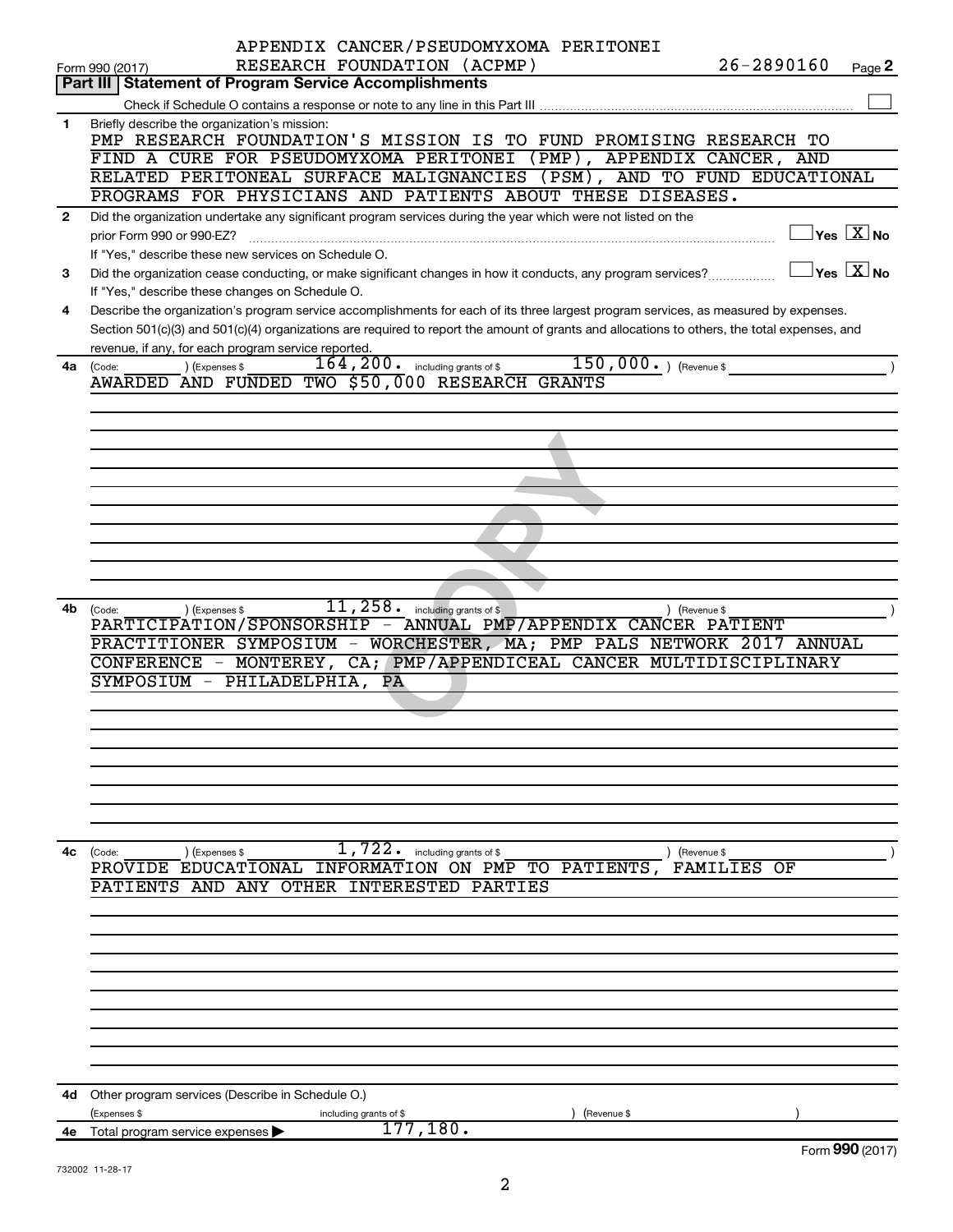APPENDIX CANCER/PSEUDOMYXOMA PERITONEI RESEARCH FOUNDATION (ACPMP) 26-2890160

Form 990 (2017) Page 2

## Part III Statement of Program Service Accomplishments

Check if Schedule O contains a response or note to any line in this Part III

**1** Briefly describe the organization's mission:

PMP RESEARCH FOUNDATION'S MISSION IS TO FUND PROMISING RESEARCH TO FIND A CURE FOR PSEUDOMYXOMA PERITONEI (PMP), APPENDIX CANCER, AND RELATED PERITONEAL SURFACE MALIGNANCIES (PSM), AND TO FUND EDUCATIONAL PROGRAMS FOR PHYSICIANS AND PATIENTS ABOUT THESE DISEASES.

**2** Did the organization undertake any significant program services during the year which were not listed on the prior Form 990 or 990-EZ? Yes [ ] No [X]

If "Yes," describe these new services on Schedule O.

**3** Did the organization cease conducting, or make significant changes in how it conducts, any program services? Yes [ ] No [X]

If "Yes," describe these changes on Schedule O.

**4** Describe the organization's program service accomplishments for each of its three largest program services, as measured by expenses. Section 501(c)(3) and 501(c)(4) organizations are required to report the amount of grants and allocations to others, the total expenses, and revenue, if any, for each program service reported.

**4a** (Code: ) (Expenses $ 164,200. including grants of $ 150,000. ) (Revenue $ )

AWARDED AND FUNDED TWO $50,000 RESEARCH GRANTS

**4b** (Code: ) (Expenses $ 11,258. including grants of $ ) (Revenue $ )

PARTICIPATION/SPONSORSHIP - ANNUAL PMP/APPENDIX CANCER PATIENT PRACTITIONER SYMPOSIUM - WORCHESTER, MA; PMP PALS NETWORK 2017 ANNUAL CONFERENCE - MONTEREY, CA; PMP/APPENDICEAL CANCER MULTIDISCIPLINARY SYMPOSIUM - PHILADELPHIA, PA

**4c** (Code: ) (Expenses $ 1,722. including grants of $ ) (Revenue $ )

PROVIDE EDUCATIONAL INFORMATION ON PMP TO PATIENTS, FAMILIES OF PATIENTS AND ANY OTHER INTERESTED PARTIES

**4d** Other program services (Describe in Schedule O.)

(Expenses $ including grants of $ ) (Revenue $ )

**4e** Total program service expenses ▶ 177,180.

Form **990** (2017)

732002 11-28-17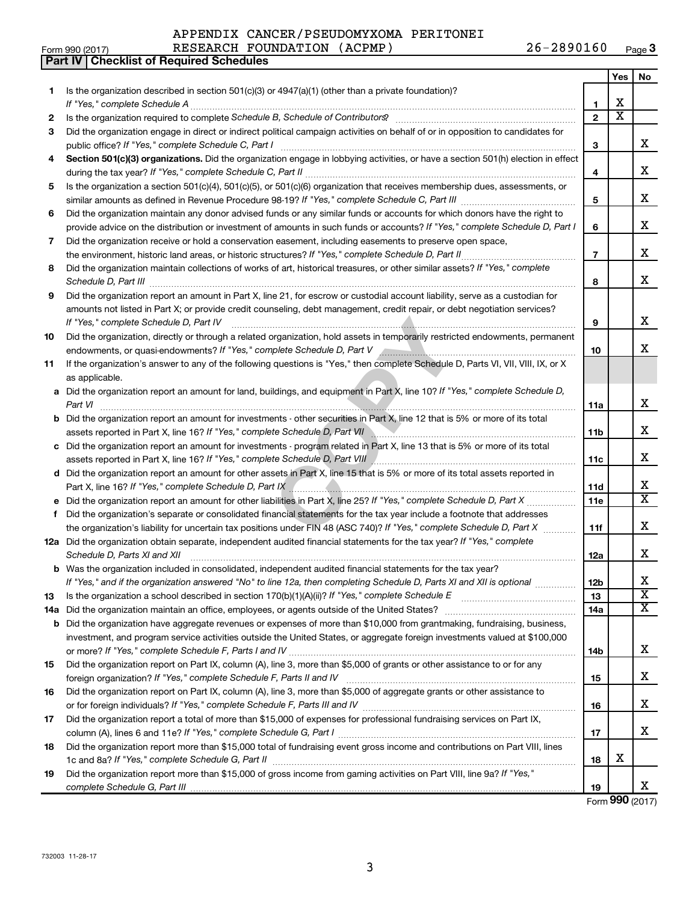APPENDIX CANCER/PSEUDOMYXOMA PERITONEI RESEARCH FOUNDATION (ACPMP) 26-2890160

Form 990 (2017)

## Part IV | Checklist of Required Schedules

| | | | Yes | No |
|---|---|---|---|---|
| 1 | Is the organization described in section 501(c)(3) or 4947(a)(1) (other than a private foundation)? If "Yes," complete Schedule A | 1 | X | |
| 2 | Is the organization required to complete Schedule B, Schedule of Contributors? | 2 | X | |
| 3 | Did the organization engage in direct or indirect political campaign activities on behalf of or in opposition to candidates for public office? If "Yes," complete Schedule C, Part I | 3 | | X |
| 4 | **Section 501(c)(3) organizations.** Did the organization engage in lobbying activities, or have a section 501(h) election in effect during the tax year? If "Yes," complete Schedule C, Part II | 4 | | X |
| 5 | Is the organization a section 501(c)(4), 501(c)(5), or 501(c)(6) organization that receives membership dues, assessments, or similar amounts as defined in Revenue Procedure 98-19? If "Yes," complete Schedule C, Part III | 5 | | X |
| 6 | Did the organization maintain any donor advised funds or any similar funds or accounts for which donors have the right to provide advice on the distribution or investment of amounts in such funds or accounts? If "Yes," complete Schedule D, Part I | 6 | | X |
| 7 | Did the organization receive or hold a conservation easement, including easements to preserve open space, the environment, historic land areas, or historic structures? If "Yes," complete Schedule D, Part II | 7 | | X |
| 8 | Did the organization maintain collections of works of art, historical treasures, or other similar assets? If "Yes," complete Schedule D, Part III | 8 | | X |
| 9 | Did the organization report an amount in Part X, line 21, for escrow or custodial account liability, serve as a custodian for amounts not listed in Part X; or provide credit counseling, debt management, credit repair, or debt negotiation services? If "Yes," complete Schedule D, Part IV | 9 | | X |
| 10 | Did the organization, directly or through a related organization, hold assets in temporarily restricted endowments, permanent endowments, or quasi-endowments? If "Yes," complete Schedule D, Part V | 10 | | X |
| 11 | If the organization's answer to any of the following questions is "Yes," then complete Schedule D, Parts VI, VII, VIII, IX, or X as applicable. | | | |
| a | Did the organization report an amount for land, buildings, and equipment in Part X, line 10? If "Yes," complete Schedule D, Part VI | 11a | | X |
| b | Did the organization report an amount for investments - other securities in Part X, line 12 that is 5% or more of its total assets reported in Part X, line 16? If "Yes," complete Schedule D, Part VII | 11b | | X |
| c | Did the organization report an amount for investments - program related in Part X, line 13 that is 5% or more of its total assets reported in Part X, line 16? If "Yes," complete Schedule D, Part VIII | 11c | | X |
| d | Did the organization report an amount for other assets in Part X, line 15 that is 5% or more of its total assets reported in Part X, line 16? If "Yes," complete Schedule D, Part IX | 11d | | X |
| e | Did the organization report an amount for other liabilities in Part X, line 25? If "Yes," complete Schedule D, Part X | 11e | | X |
| f | Did the organization's separate or consolidated financial statements for the tax year include a footnote that addresses the organization's liability for uncertain tax positions under FIN 48 (ASC 740)? If "Yes," complete Schedule D, Part X | 11f | | X |
| 12a | Did the organization obtain separate, independent audited financial statements for the tax year? If "Yes," complete Schedule D, Parts XI and XII | 12a | | X |
| b | Was the organization included in consolidated, independent audited financial statements for the tax year? If "Yes," and if the organization answered "No" to line 12a, then completing Schedule D, Parts XI and XII is optional | 12b | | X |
| 13 | Is the organization a school described in section 170(b)(1)(A)(ii)? If "Yes," complete Schedule E | 13 | | X |
| 14a | Did the organization maintain an office, employees, or agents outside of the United States? | 14a | | X |
| b | Did the organization have aggregate revenues or expenses of more than $10,000 from grantmaking, fundraising, business, investment, and program service activities outside the United States, or aggregate foreign investments valued at $100,000 or more? If "Yes," complete Schedule F, Parts I and IV | 14b | | X |
| 15 | Did the organization report on Part IX, column (A), line 3, more than $5,000 of grants or other assistance to or for any foreign organization? If "Yes," complete Schedule F, Parts II and IV | 15 | | X |
| 16 | Did the organization report on Part IX, column (A), line 3, more than $5,000 of aggregate grants or other assistance to or for foreign individuals? If "Yes," complete Schedule F, Parts III and IV | 16 | | X |
| 17 | Did the organization report a total of more than $15,000 of expenses for professional fundraising services on Part IX, column (A), lines 6 and 11e? If "Yes," complete Schedule G, Part I | 17 | | X |
| 18 | Did the organization report more than $15,000 total of fundraising event gross income and contributions on Part VIII, lines 1c and 8a? If "Yes," complete Schedule G, Part II | 18 | X | |
| 19 | Did the organization report more than $15,000 of gross income from gaming activities on Part VIII, line 9a? If "Yes," complete Schedule G, Part III | 19 | | X |

Form **990** (2017)

732003 11-28-17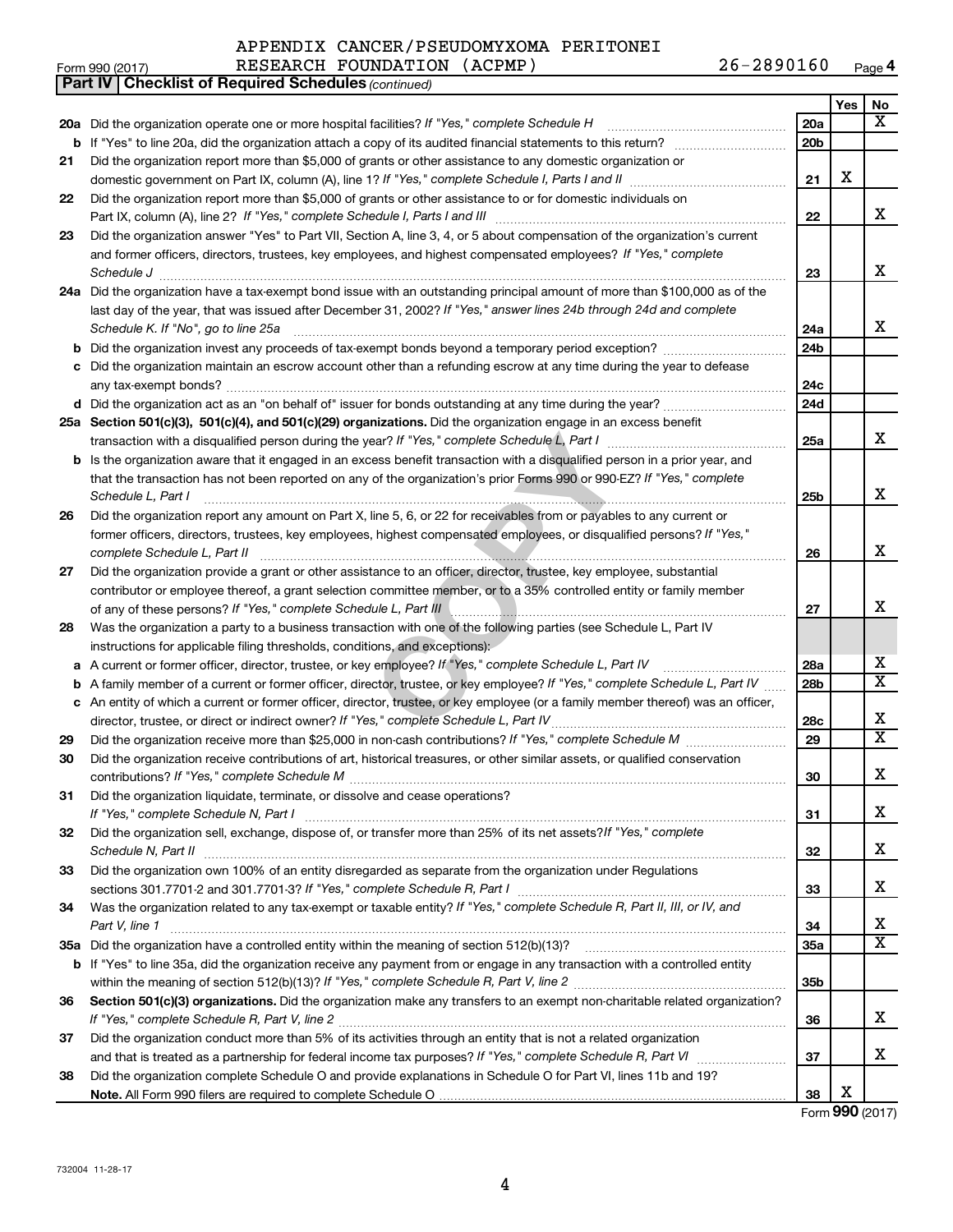APPENDIX CANCER/PSEUDOMYXOMA PERITONEI RESEARCH FOUNDATION (ACPMP) 26-2890160

Form 990 (2017) Page 4

**Part IV | Checklist of Required Schedules** *(continued)*

| | | | Yes | No |
|---|---|---|---|---|
| **20a** | Did the organization operate one or more hospital facilities? *If "Yes," complete Schedule H* | 20a | | X |
| **b** | If "Yes" to line 20a, did the organization attach a copy of its audited financial statements to this return? | 20b | | |
| **21** | Did the organization report more than $5,000 of grants or other assistance to any domestic organization or domestic government on Part IX, column (A), line 1? *If "Yes," complete Schedule I, Parts I and II* | 21 | X | |
| **22** | Did the organization report more than $5,000 of grants or other assistance to or for domestic individuals on Part IX, column (A), line 2? *If "Yes," complete Schedule I, Parts I and III* | 22 | | X |
| **23** | Did the organization answer "Yes" to Part VII, Section A, line 3, 4, or 5 about compensation of the organization's current and former officers, directors, trustees, key employees, and highest compensated employees? *If "Yes," complete Schedule J* | 23 | | X |
| **24a** | Did the organization have a tax-exempt bond issue with an outstanding principal amount of more than $100,000 as of the last day of the year, that was issued after December 31, 2002? *If "Yes," answer lines 24b through 24d and complete Schedule K. If "No", go to line 25a* | 24a | | X |
| **b** | Did the organization invest any proceeds of tax-exempt bonds beyond a temporary period exception? | 24b | | |
| **c** | Did the organization maintain an escrow account other than a refunding escrow at any time during the year to defease any tax-exempt bonds? | 24c | | |
| **d** | Did the organization act as an "on behalf of" issuer for bonds outstanding at any time during the year? | 24d | | |
| **25a** | **Section 501(c)(3), 501(c)(4), and 501(c)(29) organizations.** Did the organization engage in an excess benefit transaction with a disqualified person during the year? *If "Yes," complete Schedule L, Part I* | 25a | | X |
| **b** | Is the organization aware that it engaged in an excess benefit transaction with a disqualified person in a prior year, and that the transaction has not been reported on any of the organization's prior Forms 990 or 990-EZ? *If "Yes," complete Schedule L, Part I* | 25b | | X |
| **26** | Did the organization report any amount on Part X, line 5, 6, or 22 for receivables from or payables to any current or former officers, directors, trustees, key employees, highest compensated employees, or disqualified persons? *If "Yes," complete Schedule L, Part II* | 26 | | X |
| **27** | Did the organization provide a grant or other assistance to an officer, director, trustee, key employee, substantial contributor or employee thereof, a grant selection committee member, or to a 35% controlled entity or family member of any of these persons? *If "Yes," complete Schedule L, Part III* | 27 | | X |
| **28** | Was the organization a party to a business transaction with one of the following parties (see Schedule L, Part IV instructions for applicable filing thresholds, conditions, and exceptions): | | | |
| **a** | A current or former officer, director, trustee, or key employee? *If "Yes," complete Schedule L, Part IV* | 28a | | X |
| **b** | A family member of a current or former officer, director, trustee, or key employee? *If "Yes," complete Schedule L, Part IV* | 28b | | X |
| **c** | An entity of which a current or former officer, director, trustee, or key employee (or a family member thereof) was an officer, director, trustee, or direct or indirect owner? *If "Yes," complete Schedule L, Part IV* | 28c | | X |
| **29** | Did the organization receive more than $25,000 in non-cash contributions? *If "Yes," complete Schedule M* | 29 | | X |
| **30** | Did the organization receive contributions of art, historical treasures, or other similar assets, or qualified conservation contributions? *If "Yes," complete Schedule M* | 30 | | X |
| **31** | Did the organization liquidate, terminate, or dissolve and cease operations? *If "Yes," complete Schedule N, Part I* | 31 | | X |
| **32** | Did the organization sell, exchange, dispose of, or transfer more than 25% of its net assets? *If "Yes," complete Schedule N, Part II* | 32 | | X |
| **33** | Did the organization own 100% of an entity disregarded as separate from the organization under Regulations sections 301.7701-2 and 301.7701-3? *If "Yes," complete Schedule R, Part I* | 33 | | X |
| **34** | Was the organization related to any tax-exempt or taxable entity? *If "Yes," complete Schedule R, Part II, III, or IV, and Part V, line 1* | 34 | | X |
| **35a** | Did the organization have a controlled entity within the meaning of section 512(b)(13)? | 35a | | X |
| **b** | If "Yes" to line 35a, did the organization receive any payment from or engage in any transaction with a controlled entity within the meaning of section 512(b)(13)? *If "Yes," complete Schedule R, Part V, line 2* | 35b | | |
| **36** | **Section 501(c)(3) organizations.** Did the organization make any transfers to an exempt non-charitable related organization? *If "Yes," complete Schedule R, Part V, line 2* | 36 | | X |
| **37** | Did the organization conduct more than 5% of its activities through an entity that is not a related organization and that is treated as a partnership for federal income tax purposes? *If "Yes," complete Schedule R, Part VI* | 37 | | X |
| **38** | Did the organization complete Schedule O and provide explanations in Schedule O for Part VI, lines 11b and 19? **Note.** All Form 990 filers are required to complete Schedule O | 38 | X | |

Form **990** (2017)

732004 11-28-17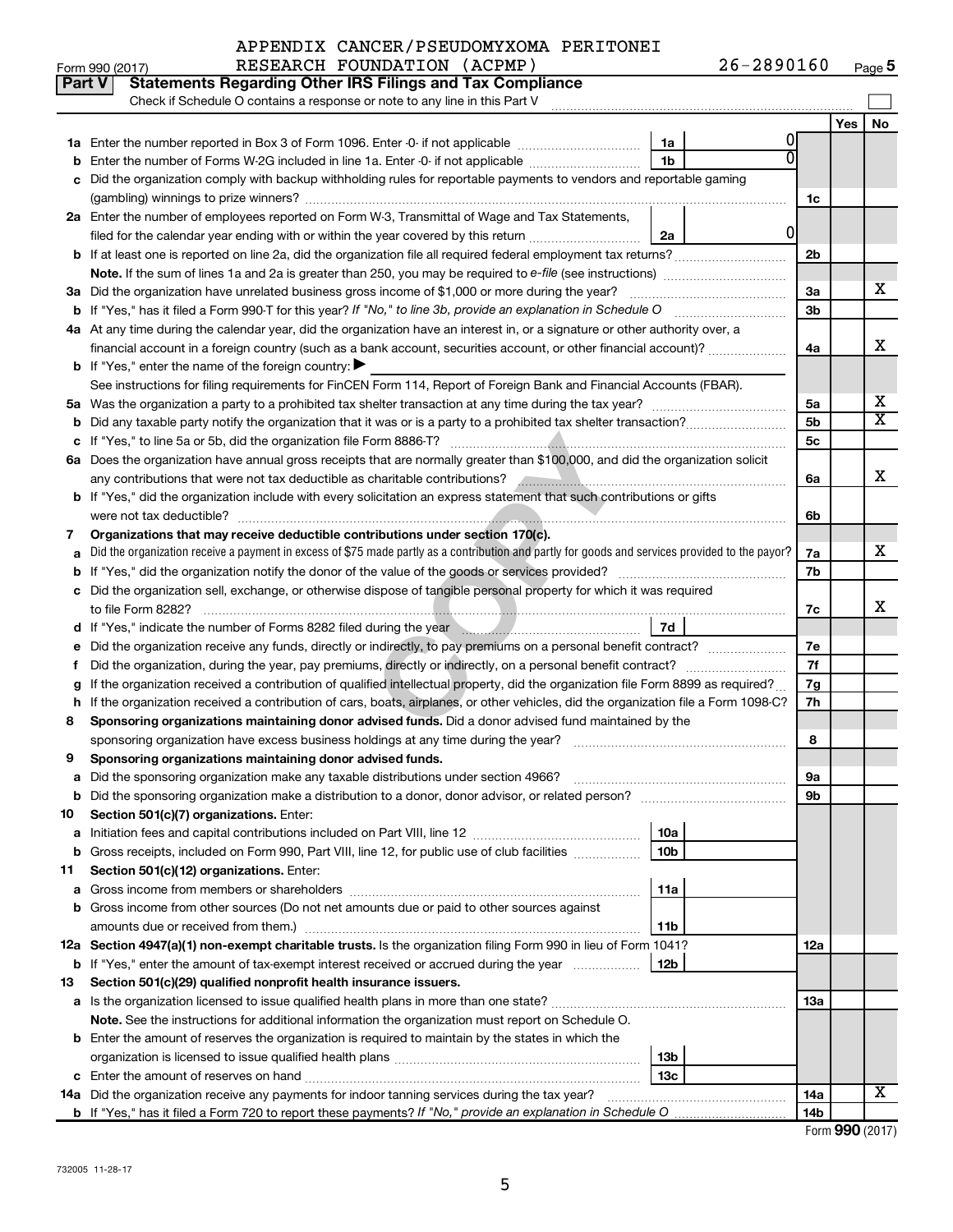APPENDIX CANCER/PSEUDOMYXOMA PERITONEI RESEARCH FOUNDATION (ACPMP) 26-2890160

Form 990 (2017) Page 5

## Part V Statements Regarding Other IRS Filings and Tax Compliance

Check if Schedule O contains a response or note to any line in this Part V

| | | | | | Yes | No |
|---|---|---|---|---|---|---|
| 1a | Enter the number reported in Box 3 of Form 1096. Enter -0- if not applicable | 1a | 0 | | | |
| b | Enter the number of Forms W-2G included in line 1a. Enter -0- if not applicable | 1b | 0 | | | |
| c | Did the organization comply with backup withholding rules for reportable payments to vendors and reportable gaming (gambling) winnings to prize winners? | | | 1c | | |
| 2a | Enter the number of employees reported on Form W-3, Transmittal of Wage and Tax Statements, filed for the calendar year ending with or within the year covered by this return | 2a | 0 | | | |
| b | If at least one is reported on line 2a, did the organization file all required federal employment tax returns? | | | 2b | | |
| | **Note.** If the sum of lines 1a and 2a is greater than 250, you may be required to *e-file* (see instructions) | | | | | |
| 3a | Did the organization have unrelated business gross income of $1,000 or more during the year? | | | 3a | | X |
| b | If "Yes," has it filed a Form 990-T for this year? *If "No," to line 3b, provide an explanation in Schedule O* | | | 3b | | |
| 4a | At any time during the calendar year, did the organization have an interest in, or a signature or other authority over, a financial account in a foreign country (such as a bank account, securities account, or other financial account)? | | | 4a | | X |
| b | If "Yes," enter the name of the foreign country: ▶ | | | | | |
| | See instructions for filing requirements for FinCEN Form 114, Report of Foreign Bank and Financial Accounts (FBAR). | | | | | |
| 5a | Was the organization a party to a prohibited tax shelter transaction at any time during the tax year? | | | 5a | | X |
| b | Did any taxable party notify the organization that it was or is a party to a prohibited tax shelter transaction? | | | 5b | | X |
| c | If "Yes," to line 5a or 5b, did the organization file Form 8886-T? | | | 5c | | |
| 6a | Does the organization have annual gross receipts that are normally greater than $100,000, and did the organization solicit any contributions that were not tax deductible as charitable contributions? | | | 6a | | X |
| b | If "Yes," did the organization include with every solicitation an express statement that such contributions or gifts were not tax deductible? | | | 6b | | |
| 7 | **Organizations that may receive deductible contributions under section 170(c).** | | | | | |
| a | Did the organization receive a payment in excess of $75 made partly as a contribution and partly for goods and services provided to the payor? | | | 7a | | X |
| b | If "Yes," did the organization notify the donor of the value of the goods or services provided? | | | 7b | | |
| c | Did the organization sell, exchange, or otherwise dispose of tangible personal property for which it was required to file Form 8282? | | | 7c | | X |
| d | If "Yes," indicate the number of Forms 8282 filed during the year | 7d | | | | |
| e | Did the organization receive any funds, directly or indirectly, to pay premiums on a personal benefit contract? | | | 7e | | |
| f | Did the organization, during the year, pay premiums, directly or indirectly, on a personal benefit contract? | | | 7f | | |
| g | If the organization received a contribution of qualified intellectual property, did the organization file Form 8899 as required? | | | 7g | | |
| h | If the organization received a contribution of cars, boats, airplanes, or other vehicles, did the organization file a Form 1098-C? | | | 7h | | |
| 8 | **Sponsoring organizations maintaining donor advised funds.** Did a donor advised fund maintained by the sponsoring organization have excess business holdings at any time during the year? | | | 8 | | |
| 9 | **Sponsoring organizations maintaining donor advised funds.** | | | | | |
| a | Did the sponsoring organization make any taxable distributions under section 4966? | | | 9a | | |
| b | Did the sponsoring organization make a distribution to a donor, donor advisor, or related person? | | | 9b | | |
| 10 | **Section 501(c)(7) organizations.** Enter: | | | | | |
| a | Initiation fees and capital contributions included on Part VIII, line 12 | 10a | | | | |
| b | Gross receipts, included on Form 990, Part VIII, line 12, for public use of club facilities | 10b | | | | |
| 11 | **Section 501(c)(12) organizations.** Enter: | | | | | |
| a | Gross income from members or shareholders | 11a | | | | |
| b | Gross income from other sources (Do not net amounts due or paid to other sources against amounts due or received from them.) | 11b | | | | |
| 12a | **Section 4947(a)(1) non-exempt charitable trusts.** Is the organization filing Form 990 in lieu of Form 1041? | | | 12a | | |
| b | If "Yes," enter the amount of tax-exempt interest received or accrued during the year | 12b | | | | |
| 13 | **Section 501(c)(29) qualified nonprofit health insurance issuers.** | | | | | |
| a | Is the organization licensed to issue qualified health plans in more than one state? | | | 13a | | |
| | **Note.** See the instructions for additional information the organization must report on Schedule O. | | | | | |
| b | Enter the amount of reserves the organization is required to maintain by the states in which the organization is licensed to issue qualified health plans | 13b | | | | |
| c | Enter the amount of reserves on hand | 13c | | | | |
| 14a | Did the organization receive any payments for indoor tanning services during the tax year? | | | 14a | | X |
| b | If "Yes," has it filed a Form 720 to report these payments? *If "No," provide an explanation in Schedule O* | | | 14b | | |

Form **990** (2017)

732005 11-28-17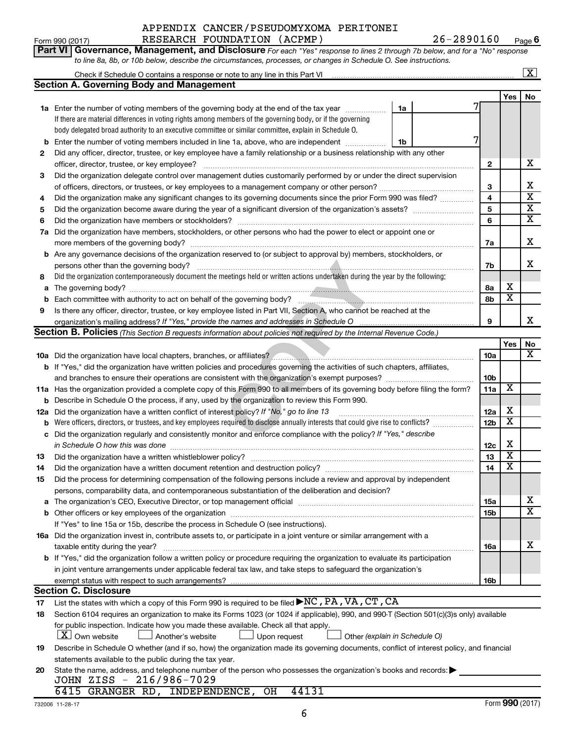APPENDIX CANCER/PSEUDOMYXOMA PERITONEI RESEARCH FOUNDATION (ACPMP) 26-2890160

Form 990 (2017) Page 6

**Part VI Governance, Management, and Disclosure** *For each "Yes" response to lines 2 through 7b below, and for a "No" response to line 8a, 8b, or 10b below, describe the circumstances, processes, or changes in Schedule O. See instructions.*

Check if Schedule O contains a response or note to any line in this Part VI [X]

## Section A. Governing Body and Management

| | | | Yes | No |
|---|---|---|---|---|
| **1a** | Enter the number of voting members of the governing body at the end of the tax year **1a** 7. If there are material differences in voting rights among members of the governing body, or if the governing body delegated broad authority to an executive committee or similar committee, explain in Schedule O. | | | |
| **b** | Enter the number of voting members included in line 1a, above, who are independent **1b** 7 | | | |
| **2** | Did any officer, director, trustee, or key employee have a family relationship or a business relationship with any other officer, director, trustee, or key employee? | 2 | | X |
| **3** | Did the organization delegate control over management duties customarily performed by or under the direct supervision of officers, directors, or trustees, or key employees to a management company or other person? | 3 | | X |
| **4** | Did the organization make any significant changes to its governing documents since the prior Form 990 was filed? | 4 | | X |
| **5** | Did the organization become aware during the year of a significant diversion of the organization's assets? | 5 | | X |
| **6** | Did the organization have members or stockholders? | 6 | | X |
| **7a** | Did the organization have members, stockholders, or other persons who had the power to elect or appoint one or more members of the governing body? | 7a | | X |
| **b** | Are any governance decisions of the organization reserved to (or subject to approval by) members, stockholders, or persons other than the governing body? | 7b | | X |
| **8** | Did the organization contemporaneously document the meetings held or written actions undertaken during the year by the following: | | | |
| **a** | The governing body? | 8a | X | |
| **b** | Each committee with authority to act on behalf of the governing body? | 8b | X | |
| **9** | Is there any officer, director, trustee, or key employee listed in Part VII, Section A, who cannot be reached at the organization's mailing address? *If "Yes," provide the names and addresses in Schedule O* | 9 | | X |

## Section B. Policies *(This Section B requests information about policies not required by the Internal Revenue Code.)*

| | | | Yes | No |
|---|---|---|---|---|
| **10a** | Did the organization have local chapters, branches, or affiliates? | 10a | | X |
| **b** | If "Yes," did the organization have written policies and procedures governing the activities of such chapters, affiliates, and branches to ensure their operations are consistent with the organization's exempt purposes? | 10b | | |
| **11a** | Has the organization provided a complete copy of this Form 990 to all members of its governing body before filing the form? | 11a | X | |
| **b** | Describe in Schedule O the process, if any, used by the organization to review this Form 990. | | | |
| **12a** | Did the organization have a written conflict of interest policy? *If "No," go to line 13* | 12a | X | |
| **b** | Were officers, directors, or trustees, and key employees required to disclose annually interests that could give rise to conflicts? | 12b | X | |
| **c** | Did the organization regularly and consistently monitor and enforce compliance with the policy? *If "Yes," describe in Schedule O how this was done* | 12c | X | |
| **13** | Did the organization have a written whistleblower policy? | 13 | X | |
| **14** | Did the organization have a written document retention and destruction policy? | 14 | X | |
| **15** | Did the process for determining compensation of the following persons include a review and approval by independent persons, comparability data, and contemporaneous substantiation of the deliberation and decision? | | | |
| **a** | The organization's CEO, Executive Director, or top management official | 15a | | X |
| **b** | Other officers or key employees of the organization | 15b | | X |
| | If "Yes" to line 15a or 15b, describe the process in Schedule O (see instructions). | | | |
| **16a** | Did the organization invest in, contribute assets to, or participate in a joint venture or similar arrangement with a taxable entity during the year? | 16a | | X |
| **b** | If "Yes," did the organization follow a written policy or procedure requiring the organization to evaluate its participation in joint venture arrangements under applicable federal tax law, and take steps to safeguard the organization's exempt status with respect to such arrangements? | 16b | | |

## Section C. Disclosure

**17** List the states with which a copy of this Form 990 is required to be filed ▶ NC, PA, VA, CT, CA

**18** Section 6104 requires an organization to make its Forms 1023 (or 1024 if applicable), 990, and 990-T (Section 501(c)(3)s only) available for public inspection. Indicate how you made these available. Check all that apply.

[X] Own website  [ ] Another's website  [ ] Upon request  [ ] Other *(explain in Schedule O)*

**19** Describe in Schedule O whether (and if so, how) the organization made its governing documents, conflict of interest policy, and financial statements available to the public during the tax year.

**20** State the name, address, and telephone number of the person who possesses the organization's books and records: ▶

JOHN ZISS - 216/986-7029
6415 GRANGER RD, INDEPENDENCE, OH 44131

732006 11-28-17 Form **990** (2017)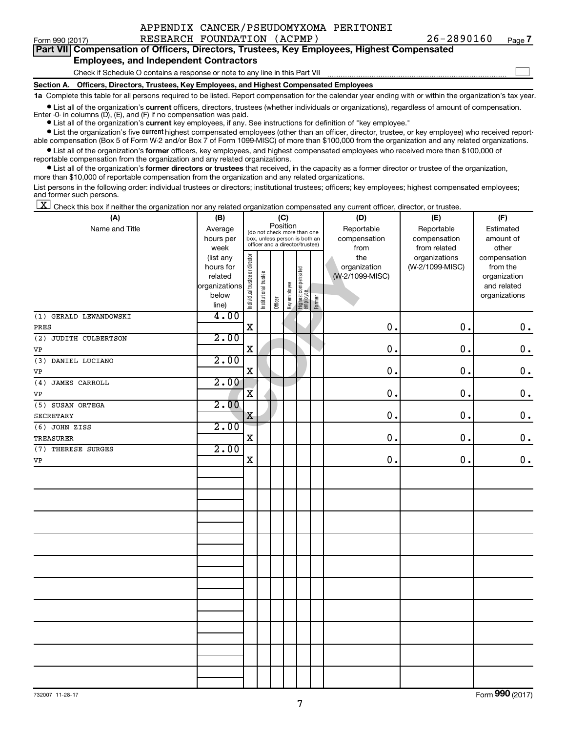APPENDIX CANCER/PSEUDOMYXOMA PERITONEI RESEARCH FOUNDATION (ACPMP) 26-2890160

Form 990 (2017) Page 7

**Part VII Compensation of Officers, Directors, Trustees, Key Employees, Highest Compensated Employees, and Independent Contractors**

Check if Schedule O contains a response or note to any line in this Part VII ☐

**Section A. Officers, Directors, Trustees, Key Employees, and Highest Compensated Employees**

**1a** Complete this table for all persons required to be listed. Report compensation for the calendar year ending with or within the organization's tax year.

- List all of the organization's **current** officers, directors, trustees (whether individuals or organizations), regardless of amount of compensation. Enter -0- in columns (D), (E), and (F) if no compensation was paid.
- List all of the organization's **current** key employees, if any. See instructions for definition of "key employee."
- List the organization's five **current** highest compensated employees (other than an officer, director, trustee, or key employee) who received reportable compensation (Box 5 of Form W-2 and/or Box 7 of Form 1099-MISC) of more than $100,000 from the organization and any related organizations.
- List all of the organization's **former** officers, key employees, and highest compensated employees who received more than $100,000 of reportable compensation from the organization and any related organizations.
- List all of the organization's **former directors or trustees** that received, in the capacity as a former director or trustee of the organization, more than $10,000 of reportable compensation from the organization and any related organizations.

List persons in the following order: individual trustees or directors; institutional trustees; officers; key employees; highest compensated employees; and former such persons.

☒ Check this box if neither the organization nor any related organization compensated any current officer, director, or trustee.

| (A) Name and Title | (B) Average hours per week (list any hours for related organizations below line) | (C) Position: Individual trustee or director | Institutional trustee | Officer | Key employee | Highest compensated employee | Former | (D) Reportable compensation from the organization (W-2/1099-MISC) | (E) Reportable compensation from related organizations (W-2/1099-MISC) | (F) Estimated amount of other compensation from the organization and related organizations |
|---|---|---|---|---|---|---|---|---|---|---|
| (1) GERALD LEWANDOWSKI<br>PRES | 4.00 | X | | | | | | 0. | 0. | 0. |
| (2) JUDITH CULBERTSON<br>VP | 2.00 | X | | | | | | 0. | 0. | 0. |
| (3) DANIEL LUCIANO<br>VP | 2.00 | X | | | | | | 0. | 0. | 0. |
| (4) JAMES CARROLL<br>VP | 2.00 | X | | | | | | 0. | 0. | 0. |
| (5) SUSAN ORTEGA<br>SECRETARY | 2.00 | X | | | | | | 0. | 0. | 0. |
| (6) JOHN ZISS<br>TREASURER | 2.00 | X | | | | | | 0. | 0. | 0. |
| (7) THERESE SURGES<br>VP | 2.00 | X | | | | | | 0. | 0. | 0. |

732007 11-28-17

Form **990** (2017)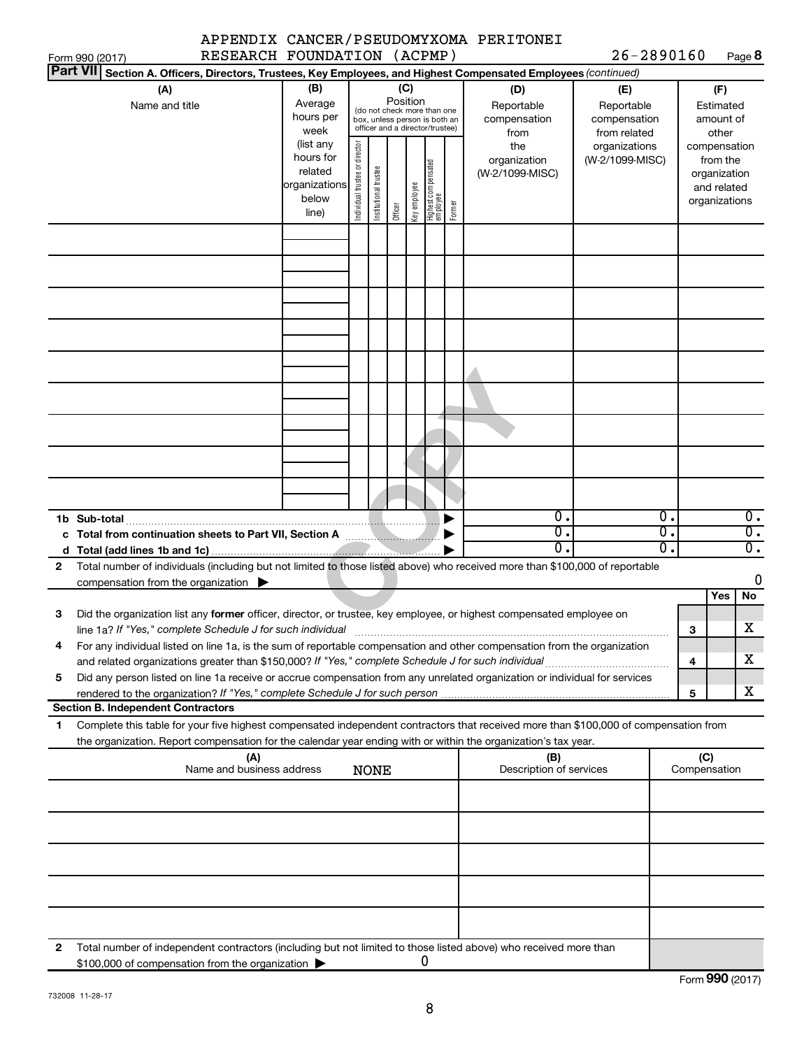Form 990 (2017) APPENDIX CANCER/PSEUDOMYXOMA PERITONEI RESEARCH FOUNDATION (ACPMP) 26-2890160 Page 8

**Part VII** Section A. Officers, Directors, Trustees, Key Employees, and Highest Compensated Employees *(continued)*

| (A) Name and title | (B) Average hours per week (list any hours for related organizations below line) | (C) Position: Individual trustee or director | Institutional trustee | Officer | Key employee | Highest compensated employee | Former | (D) Reportable compensation from the organization (W-2/1099-MISC) | (E) Reportable compensation from related organizations (W-2/1099-MISC) | (F) Estimated amount of other compensation from the organization and related organizations |
|---|---|---|---|---|---|---|---|---|---|---|
| | | | | | | | | | | |
| | | | | | | | | | | |
| | | | | | | | | | | |
| | | | | | | | | | | |
| | | | | | | | | | | |
| | | | | | | | | | | |
| | | | | | | | | | | |
| | | | | | | | | | | |
| | | | | | | | | | | |
| **1b Sub-total** | | | | | | | ▶ | 0. | 0. | 0. |
| **c Total from continuation sheets to Part VII, Section A** | | | | | | | ▶ | 0. | 0. | 0. |
| **d Total (add lines 1b and 1c)** | | | | | | | ▶ | 0. | 0. | 0. |

**2** Total number of individuals (including but not limited to those listed above) who received more than $100,000 of reportable compensation from the organization ▶ 0

| | | | Yes | No |
|---|---|---|---|---|
| **3** | Did the organization list any **former** officer, director, or trustee, key employee, or highest compensated employee on line 1a? *If "Yes," complete Schedule J for such individual* | 3 | | X |
| **4** | For any individual listed on line 1a, is the sum of reportable compensation and other compensation from the organization and related organizations greater than $150,000? *If "Yes," complete Schedule J for such individual* | 4 | | X |
| **5** | Did any person listed on line 1a receive or accrue compensation from any unrelated organization or individual for services rendered to the organization? *If "Yes," complete Schedule J for such person* | 5 | | X |

**Section B. Independent Contractors**

**1** Complete this table for your five highest compensated independent contractors that received more than $100,000 of compensation from the organization. Report compensation for the calendar year ending with or within the organization's tax year.

| (A) Name and business address | (B) Description of services | (C) Compensation |
|---|---|---|
| NONE | | |
| | | |
| | | |
| | | |
| | | |

**2** Total number of independent contractors (including but not limited to those listed above) who received more than $100,000 of compensation from the organization ▶ 0

Form **990** (2017)

732008 11-28-17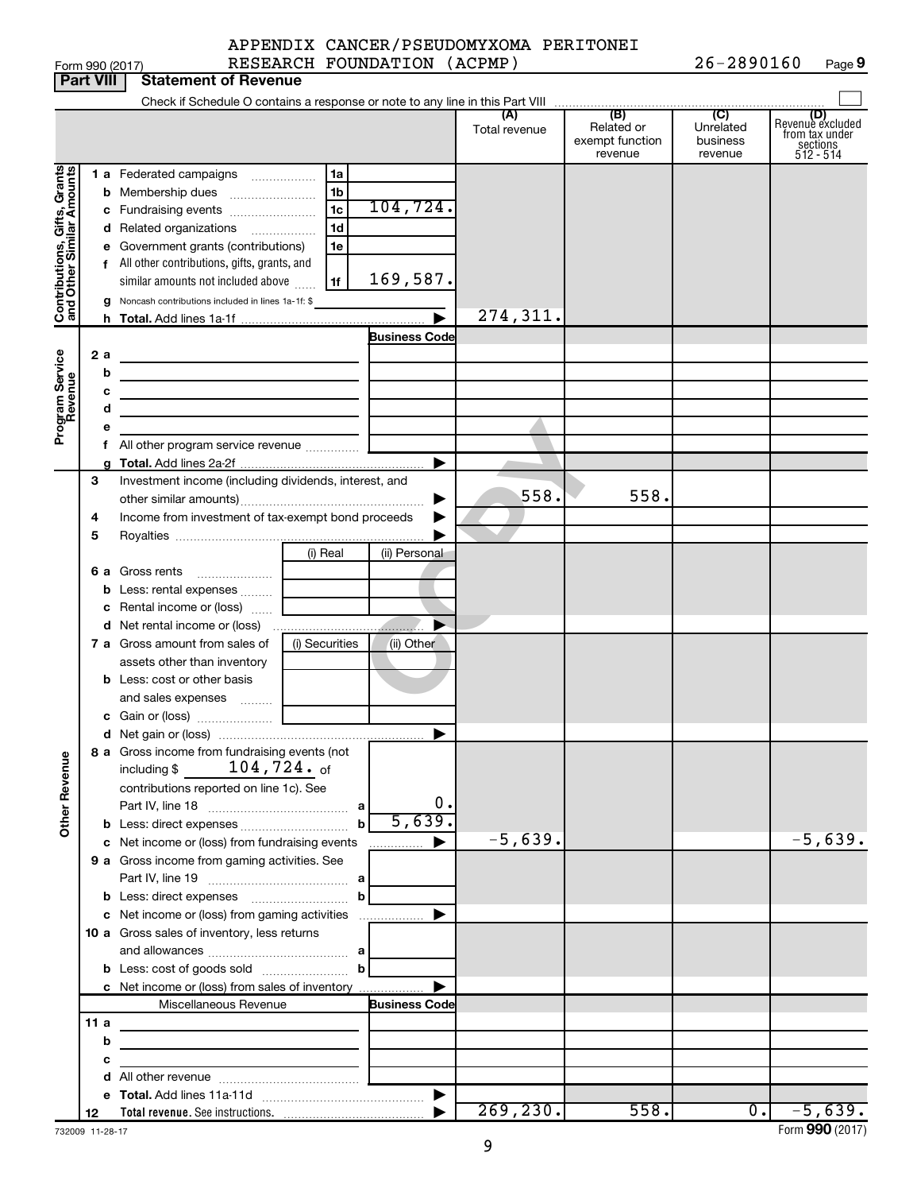Form 990 (2017) APPENDIX CANCER/PSEUDOMYXOMA PERITONEI RESEARCH FOUNDATION (ACPMP) 26-2890160 Page 9

**Part VIII Statement of Revenue**

Check if Schedule O contains a response or note to any line in this Part VIII

| | | | (A) Total revenue | (B) Related or exempt function revenue | (C) Unrelated business revenue | (D) Revenue excluded from tax under sections 512 - 514 |
|---|---|---|---|---|---|---|
| **Contributions, Gifts, Grants and Other Similar Amounts** | 1 a Federated campaigns | 1a | | | | |
| | b Membership dues | 1b | | | | |
| | c Fundraising events | 1c 104,724. | | | | |
| | d Related organizations | 1d | | | | |
| | e Government grants (contributions) | 1e | | | | |
| | f All other contributions, gifts, grants, and similar amounts not included above | 1f 169,587. | | | | |
| | g Noncash contributions included in lines 1a-1f: $ | | | | | |
| | h **Total.** Add lines 1a-1f | | 274,311. | | | |
| **Program Service Revenue** | | Business Code | | | | |
| | 2 a | | | | | |
| | b | | | | | |
| | c | | | | | |
| | d | | | | | |
| | e | | | | | |
| | f All other program service revenue | | | | | |
| | g **Total.** Add lines 2a-2f | | | | | |
| **Other Revenue** | 3 Investment income (including dividends, interest, and other similar amounts) | | 558. | 558. | | |
| | 4 Income from investment of tax-exempt bond proceeds | | | | | |
| | 5 Royalties | | | | | |
| | 6 a Gross rents | (i) Real / (ii) Personal | | | | |
| | b Less: rental expenses | | | | | |
| | c Rental income or (loss) | | | | | |
| | d Net rental income or (loss) | | | | | |
| | 7 a Gross amount from sales of assets other than inventory | (i) Securities / (ii) Other | | | | |
| | b Less: cost or other basis and sales expenses | | | | | |
| | c Gain or (loss) | | | | | |
| | d Net gain or (loss) | | | | | |
| | 8 a Gross income from fundraising events (not including $ 104,724. of contributions reported on line 1c). See Part IV, line 18 | a 0. | | | | |
| | b Less: direct expenses | b 5,639. | | | | |
| | c Net income or (loss) from fundraising events | | -5,639. | | | -5,639. |
| | 9 a Gross income from gaming activities. See Part IV, line 19 | a | | | | |
| | b Less: direct expenses | b | | | | |
| | c Net income or (loss) from gaming activities | | | | | |
| | 10 a Gross sales of inventory, less returns and allowances | a | | | | |
| | b Less: cost of goods sold | b | | | | |
| | c Net income or (loss) from sales of inventory | | | | | |
| | Miscellaneous Revenue | Business Code | | | | |
| | 11 a | | | | | |
| | b | | | | | |
| | c | | | | | |
| | d All other revenue | | | | | |
| | e **Total.** Add lines 11a-11d | | | | | |
| | 12 **Total revenue.** See instructions. | | 269,230. | 558. | 0. | -5,639. |

732009 11-28-17 Form **990** (2017)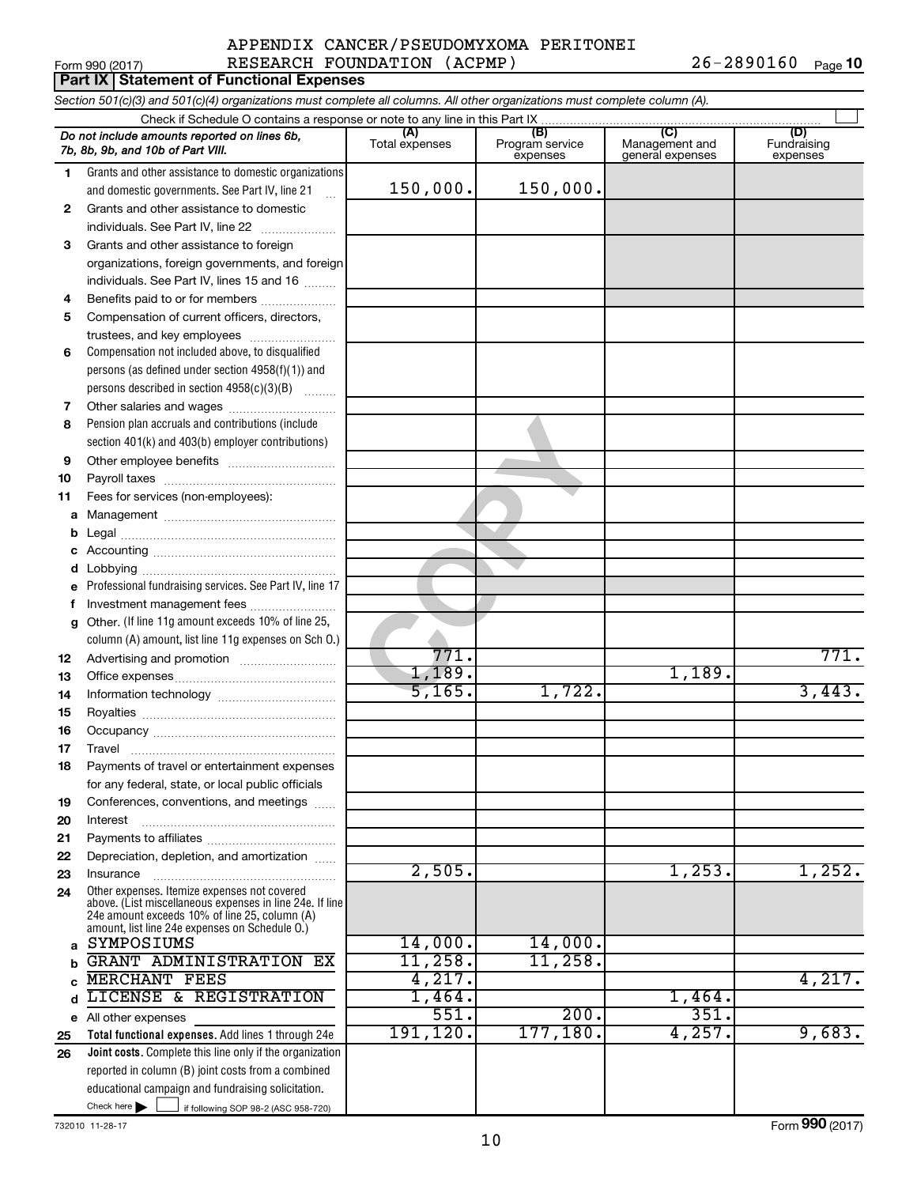APPENDIX CANCER/PSEUDOMYXOMA PERITONEI RESEARCH FOUNDATION (ACPMP) 26-2890160

Form 990 (2017)

## Part IX Statement of Functional Expenses

*Section 501(c)(3) and 501(c)(4) organizations must complete all columns. All other organizations must complete column (A).*

Check if Schedule O contains a response or note to any line in this Part IX

| | *Do not include amounts reported on lines 6b, 7b, 8b, 9b, and 10b of Part VIII.* | (A) Total expenses | (B) Program service expenses | (C) Management and general expenses | (D) Fundraising expenses |
|---|---|---|---|---|---|
| 1 | Grants and other assistance to domestic organizations and domestic governments. See Part IV, line 21 | 150,000. | 150,000. | | |
| 2 | Grants and other assistance to domestic individuals. See Part IV, line 22 | | | | |
| 3 | Grants and other assistance to foreign organizations, foreign governments, and foreign individuals. See Part IV, lines 15 and 16 | | | | |
| 4 | Benefits paid to or for members | | | | |
| 5 | Compensation of current officers, directors, trustees, and key employees | | | | |
| 6 | Compensation not included above, to disqualified persons (as defined under section 4958(f)(1)) and persons described in section 4958(c)(3)(B) | | | | |
| 7 | Other salaries and wages | | | | |
| 8 | Pension plan accruals and contributions (include section 401(k) and 403(b) employer contributions) | | | | |
| 9 | Other employee benefits | | | | |
| 10 | Payroll taxes | | | | |
| 11 | Fees for services (non-employees): | | | | |
| a | Management | | | | |
| b | Legal | | | | |
| c | Accounting | | | | |
| d | Lobbying | | | | |
| e | Professional fundraising services. See Part IV, line 17 | | | | |
| f | Investment management fees | | | | |
| g | Other. (If line 11g amount exceeds 10% of line 25, column (A) amount, list line 11g expenses on Sch O.) | | | | |
| 12 | Advertising and promotion | 771. | | | 771. |
| 13 | Office expenses | 1,189. | | 1,189. | |
| 14 | Information technology | 5,165. | 1,722. | | 3,443. |
| 15 | Royalties | | | | |
| 16 | Occupancy | | | | |
| 17 | Travel | | | | |
| 18 | Payments of travel or entertainment expenses for any federal, state, or local public officials | | | | |
| 19 | Conferences, conventions, and meetings | | | | |
| 20 | Interest | | | | |
| 21 | Payments to affiliates | | | | |
| 22 | Depreciation, depletion, and amortization | | | | |
| 23 | Insurance | 2,505. | | 1,253. | 1,252. |
| 24 | Other expenses. Itemize expenses not covered above. (List miscellaneous expenses in line 24e. If line 24e amount exceeds 10% of line 25, column (A) amount, list line 24e expenses on Schedule O.) | | | | |
| a | SYMPOSIUMS | 14,000. | 14,000. | | |
| b | GRANT ADMINISTRATION EX | 11,258. | 11,258. | | |
| c | MERCHANT FEES | 4,217. | | | 4,217. |
| d | LICENSE & REGISTRATION | 1,464. | | 1,464. | |
| e | All other expenses | 551. | 200. | 351. | |
| 25 | **Total functional expenses.** Add lines 1 through 24e | 191,120. | 177,180. | 4,257. | 9,683. |
| 26 | **Joint costs.** Complete this line only if the organization reported in column (B) joint costs from a combined educational campaign and fundraising solicitation. Check here ▶ ☐ if following SOP 98-2 (ASC 958-720) | | | | |

732010 11-28-17

Form **990** (2017)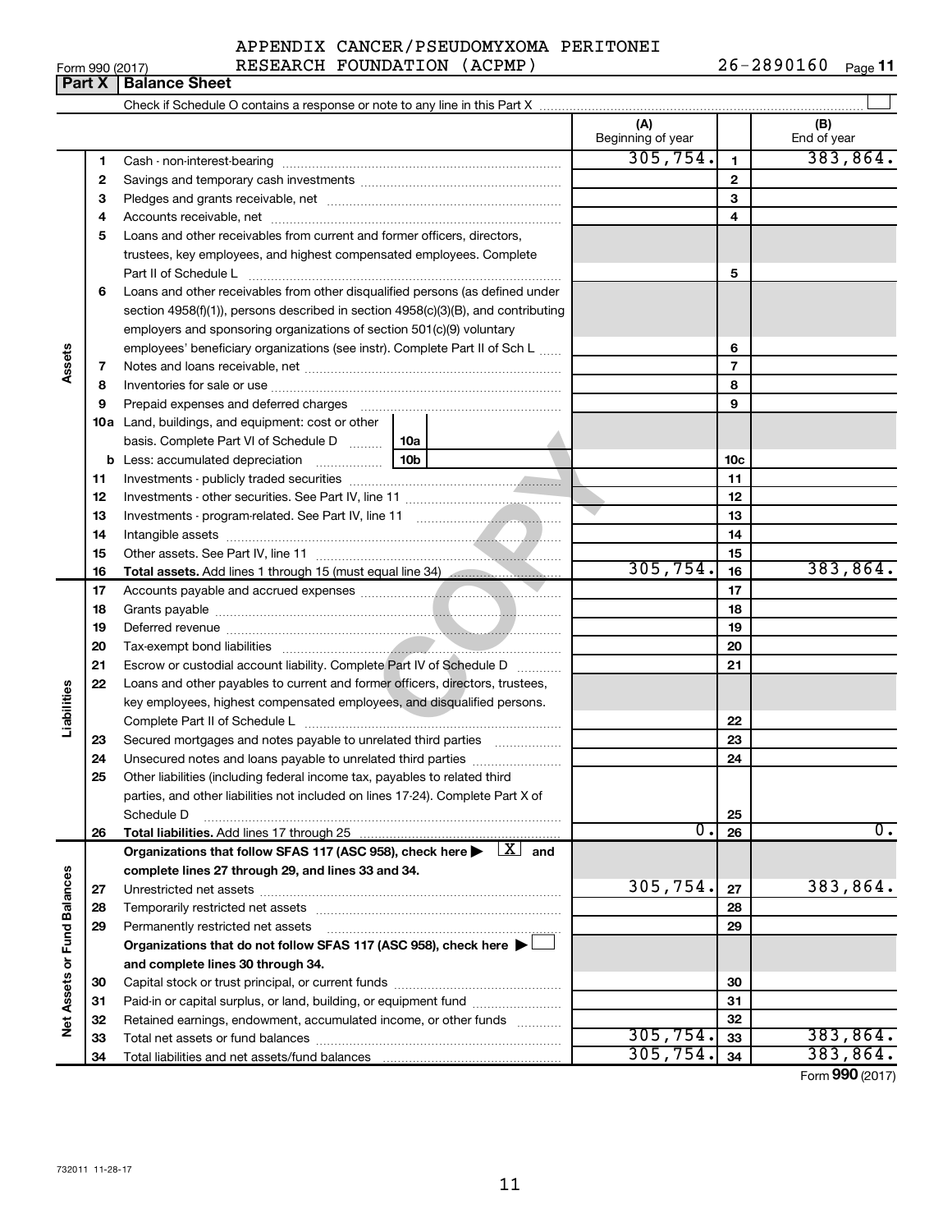APPENDIX CANCER/PSEUDOMYXOMA PERITONEI RESEARCH FOUNDATION (ACPMP) 26-2890160

Form 990 (2017)

## Part X | Balance Sheet

Check if Schedule O contains a response or note to any line in this Part X

| | | | (A) Beginning of year | | (B) End of year |
|---|---|---|---|---|---|
| Assets | 1 | Cash - non-interest-bearing | 305,754. | 1 | 383,864. |
| | 2 | Savings and temporary cash investments | | 2 | |
| | 3 | Pledges and grants receivable, net | | 3 | |
| | 4 | Accounts receivable, net | | 4 | |
| | 5 | Loans and other receivables from current and former officers, directors, trustees, key employees, and highest compensated employees. Complete Part II of Schedule L | | 5 | |
| | 6 | Loans and other receivables from other disqualified persons (as defined under section 4958(f)(1)), persons described in section 4958(c)(3)(B), and contributing employers and sponsoring organizations of section 501(c)(9) voluntary employees' beneficiary organizations (see instr). Complete Part II of Sch L | | 6 | |
| | 7 | Notes and loans receivable, net | | 7 | |
| | 8 | Inventories for sale or use | | 8 | |
| | 9 | Prepaid expenses and deferred charges | | 9 | |
| | 10a | Land, buildings, and equipment: cost or other basis. Complete Part VI of Schedule D 10a | | | |
| | b | Less: accumulated depreciation 10b | | 10c | |
| | 11 | Investments - publicly traded securities | | 11 | |
| | 12 | Investments - other securities. See Part IV, line 11 | | 12 | |
| | 13 | Investments - program-related. See Part IV, line 11 | | 13 | |
| | 14 | Intangible assets | | 14 | |
| | 15 | Other assets. See Part IV, line 11 | | 15 | |
| | 16 | **Total assets.** Add lines 1 through 15 (must equal line 34) | 305,754. | 16 | 383,864. |
| Liabilities | 17 | Accounts payable and accrued expenses | | 17 | |
| | 18 | Grants payable | | 18 | |
| | 19 | Deferred revenue | | 19 | |
| | 20 | Tax-exempt bond liabilities | | 20 | |
| | 21 | Escrow or custodial account liability. Complete Part IV of Schedule D | | 21 | |
| | 22 | Loans and other payables to current and former officers, directors, trustees, key employees, highest compensated employees, and disqualified persons. Complete Part II of Schedule L | | 22 | |
| | 23 | Secured mortgages and notes payable to unrelated third parties | | 23 | |
| | 24 | Unsecured notes and loans payable to unrelated third parties | | 24 | |
| | 25 | Other liabilities (including federal income tax, payables to related third parties, and other liabilities not included on lines 17-24). Complete Part X of Schedule D | | 25 | |
| | 26 | **Total liabilities.** Add lines 17 through 25 | 0. | 26 | 0. |
| Net Assets or Fund Balances | | **Organizations that follow SFAS 117 (ASC 958), check here ▶ [X] and complete lines 27 through 29, and lines 33 and 34.** | | | |
| | 27 | Unrestricted net assets | 305,754. | 27 | 383,864. |
| | 28 | Temporarily restricted net assets | | 28 | |
| | 29 | Permanently restricted net assets | | 29 | |
| | | **Organizations that do not follow SFAS 117 (ASC 958), check here ▶ [ ] and complete lines 30 through 34.** | | | |
| | 30 | Capital stock or trust principal, or current funds | | 30 | |
| | 31 | Paid-in or capital surplus, or land, building, or equipment fund | | 31 | |
| | 32 | Retained earnings, endowment, accumulated income, or other funds | | 32 | |
| | 33 | Total net assets or fund balances | 305,754. | 33 | 383,864. |
| | 34 | Total liabilities and net assets/fund balances | 305,754. | 34 | 383,864. |

Form **990** (2017)

732011 11-28-17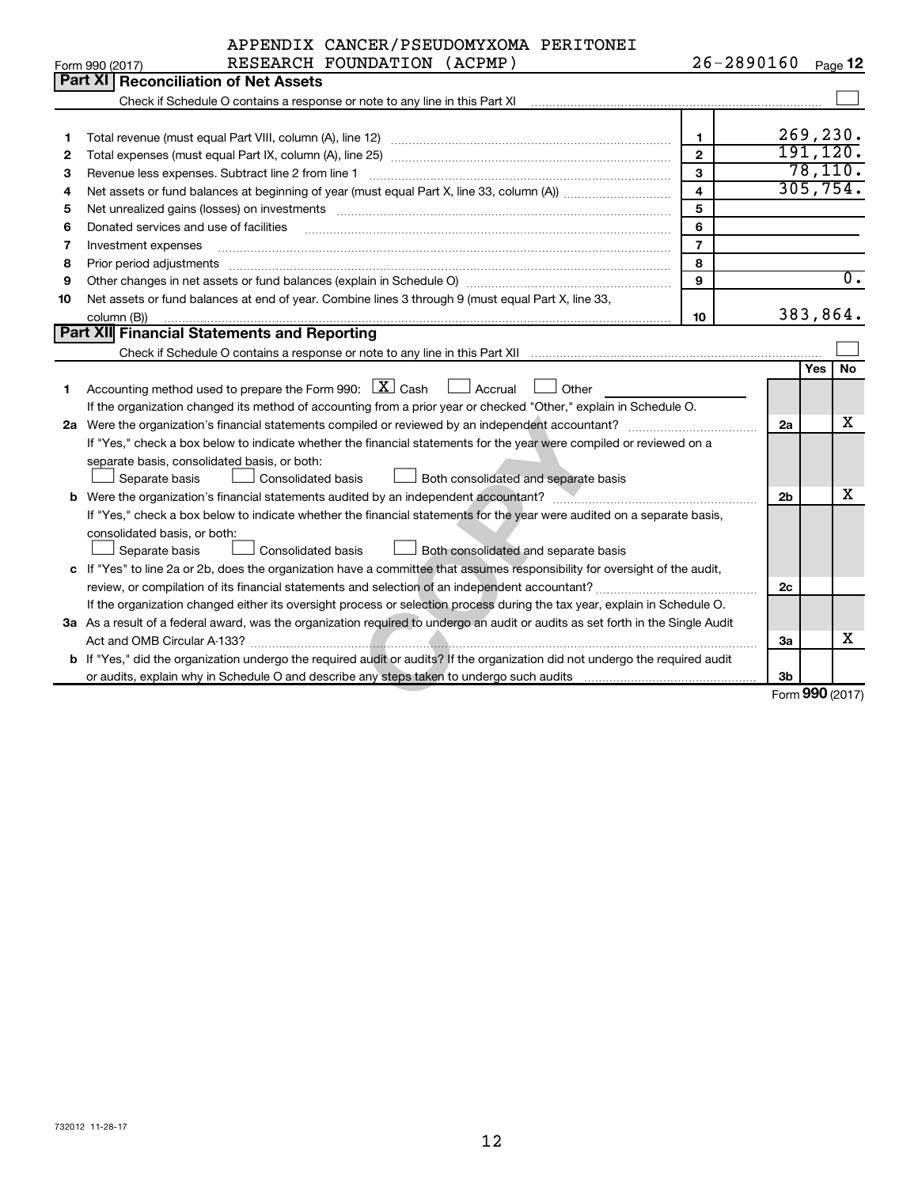Form 990 (2017) APPENDIX CANCER/PSEUDOMYXOMA PERITONEI RESEARCH FOUNDATION (ACPMP) 26-2890160 Page 12

## Part XI Reconciliation of Net Assets

Check if Schedule O contains a response or note to any line in this Part XI ☐

| | | | |
|---|---|---|---|
| 1 | Total revenue (must equal Part VIII, column (A), line 12) | 1 | 269,230. |
| 2 | Total expenses (must equal Part IX, column (A), line 25) | 2 | 191,120. |
| 3 | Revenue less expenses. Subtract line 2 from line 1 | 3 | 78,110. |
| 4 | Net assets or fund balances at beginning of year (must equal Part X, line 33, column (A)) | 4 | 305,754. |
| 5 | Net unrealized gains (losses) on investments | 5 | |
| 6 | Donated services and use of facilities | 6 | |
| 7 | Investment expenses | 7 | |
| 8 | Prior period adjustments | 8 | |
| 9 | Other changes in net assets or fund balances (explain in Schedule O) | 9 | 0. |
| 10 | Net assets or fund balances at end of year. Combine lines 3 through 9 (must equal Part X, line 33, column (B)) | 10 | 383,864. |

## Part XII Financial Statements and Reporting

Check if Schedule O contains a response or note to any line in this Part XII ☐

| | | | Yes | No |
|---|---|---|---|---|
| 1 | Accounting method used to prepare the Form 990: ☒ Cash ☐ Accrual ☐ Other<br>If the organization changed its method of accounting from a prior year or checked "Other," explain in Schedule O. | | | |
| 2a | Were the organization's financial statements compiled or reviewed by an independent accountant?<br>If "Yes," check a box below to indicate whether the financial statements for the year were compiled or reviewed on a separate basis, consolidated basis, or both:<br>☐ Separate basis ☐ Consolidated basis ☐ Both consolidated and separate basis | 2a | | X |
| b | Were the organization's financial statements audited by an independent accountant?<br>If "Yes," check a box below to indicate whether the financial statements for the year were audited on a separate basis, consolidated basis, or both:<br>☐ Separate basis ☐ Consolidated basis ☐ Both consolidated and separate basis | 2b | | X |
| c | If "Yes" to line 2a or 2b, does the organization have a committee that assumes responsibility for oversight of the audit, review, or compilation of its financial statements and selection of an independent accountant?<br>If the organization changed either its oversight process or selection process during the tax year, explain in Schedule O. | 2c | | |
| 3a | As a result of a federal award, was the organization required to undergo an audit or audits as set forth in the Single Audit Act and OMB Circular A-133? | 3a | | X |
| b | If "Yes," did the organization undergo the required audit or audits? If the organization did not undergo the required audit or audits, explain why in Schedule O and describe any steps taken to undergo such audits | 3b | | |

Form **990** (2017)

732012 11-28-17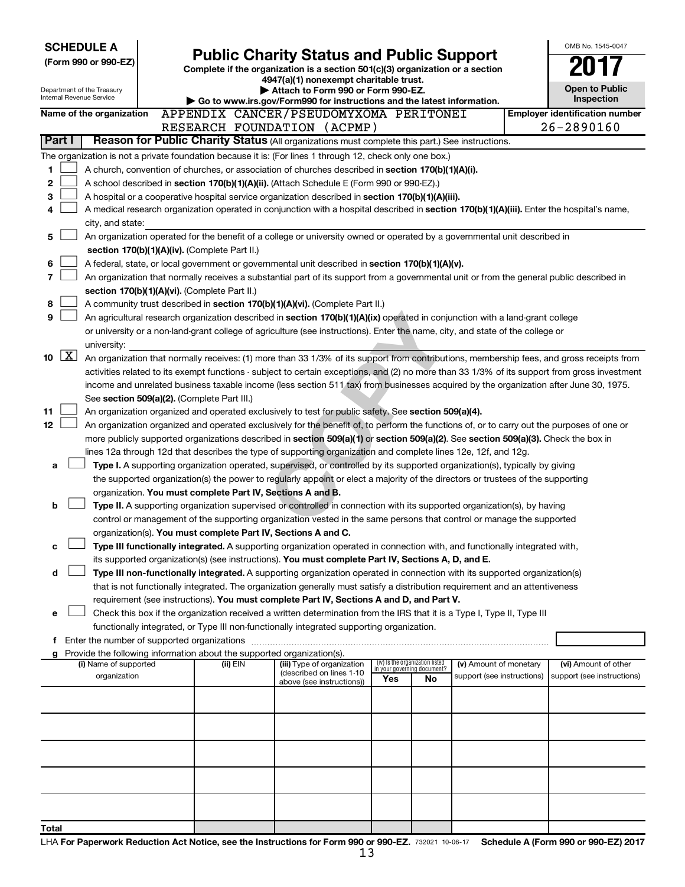**SCHEDULE A**
**(Form 990 or 990-EZ)**

Department of the Treasury
Internal Revenue Service

# Public Charity Status and Public Support

**Complete if the organization is a section 501(c)(3) organization or a section 4947(a)(1) nonexempt charitable trust.**
**▶ Attach to Form 990 or Form 990-EZ.**
**▶ Go to www.irs.gov/Form990 for instructions and the latest information.**

OMB No. 1545-0047
**2017**
**Open to Public Inspection**

| Name of the organization | Employer identification number |
|---|---|
| APPENDIX CANCER/PSEUDOMYXOMA PERITONEI RESEARCH FOUNDATION (ACPMP) | 26-2890160 |

**Part I** **Reason for Public Charity Status** (All organizations must complete this part.) See instructions.

The organization is not a private foundation because it is: (For lines 1 through 12, check only one box.)

1 ☐ A church, convention of churches, or association of churches described in **section 170(b)(1)(A)(i).**

2 ☐ A school described in **section 170(b)(1)(A)(ii).** (Attach Schedule E (Form 990 or 990-EZ).)

3 ☐ A hospital or a cooperative hospital service organization described in **section 170(b)(1)(A)(iii).**

4 ☐ A medical research organization operated in conjunction with a hospital described in **section 170(b)(1)(A)(iii).** Enter the hospital's name, city, and state:

5 ☐ An organization operated for the benefit of a college or university owned or operated by a governmental unit described in **section 170(b)(1)(A)(iv).** (Complete Part II.)

6 ☐ A federal, state, or local government or governmental unit described in **section 170(b)(1)(A)(v).**

7 ☐ An organization that normally receives a substantial part of its support from a governmental unit or from the general public described in **section 170(b)(1)(A)(vi).** (Complete Part II.)

8 ☐ A community trust described in **section 170(b)(1)(A)(vi).** (Complete Part II.)

9 ☐ An agricultural research organization described in **section 170(b)(1)(A)(ix)** operated in conjunction with a land-grant college or university or a non-land-grant college of agriculture (see instructions). Enter the name, city, and state of the college or university:

10 ☒ An organization that normally receives: (1) more than 33 1/3% of its support from contributions, membership fees, and gross receipts from activities related to its exempt functions - subject to certain exceptions, and (2) no more than 33 1/3% of its support from gross investment income and unrelated business taxable income (less section 511 tax) from businesses acquired by the organization after June 30, 1975. See **section 509(a)(2).** (Complete Part III.)

11 ☐ An organization organized and operated exclusively to test for public safety. See **section 509(a)(4).**

12 ☐ An organization organized and operated exclusively for the benefit of, to perform the functions of, or to carry out the purposes of one or more publicly supported organizations described in **section 509(a)(1)** or **section 509(a)(2)**. See **section 509(a)(3).** Check the box in lines 12a through 12d that describes the type of supporting organization and complete lines 12e, 12f, and 12g.

a ☐ **Type I.** A supporting organization operated, supervised, or controlled by its supported organization(s), typically by giving the supported organization(s) the power to regularly appoint or elect a majority of the directors or trustees of the supporting organization. **You must complete Part IV, Sections A and B.**

b ☐ **Type II.** A supporting organization supervised or controlled in connection with its supported organization(s), by having control or management of the supporting organization vested in the same persons that control or manage the supported organization(s). **You must complete Part IV, Sections A and C.**

c ☐ **Type III functionally integrated.** A supporting organization operated in connection with, and functionally integrated with, its supported organization(s) (see instructions). **You must complete Part IV, Sections A, D, and E.**

d ☐ **Type III non-functionally integrated.** A supporting organization operated in connection with its supported organization(s) that is not functionally integrated. The organization generally must satisfy a distribution requirement and an attentiveness requirement (see instructions). **You must complete Part IV, Sections A and D, and Part V.**

e ☐ Check this box if the organization received a written determination from the IRS that it is a Type I, Type II, Type III functionally integrated, or Type III non-functionally integrated supporting organization.

f Enter the number of supported organizations

g Provide the following information about the supported organization(s).

| (i) Name of supported organization | (ii) EIN | (iii) Type of organization (described on lines 1-10 above (see instructions)) | (iv) Is the organization listed in your governing document? Yes | No | (v) Amount of monetary support (see instructions) | (vi) Amount of other support (see instructions) |
|---|---|---|---|---|---|---|
| | | | | | | |
| | | | | | | |
| | | | | | | |
| | | | | | | |
| | | | | | | |
| **Total** | | | | | | |

LHA **For Paperwork Reduction Act Notice, see the Instructions for Form 990 or 990-EZ.** 732021 10-06-17 **Schedule A (Form 990 or 990-EZ) 2017**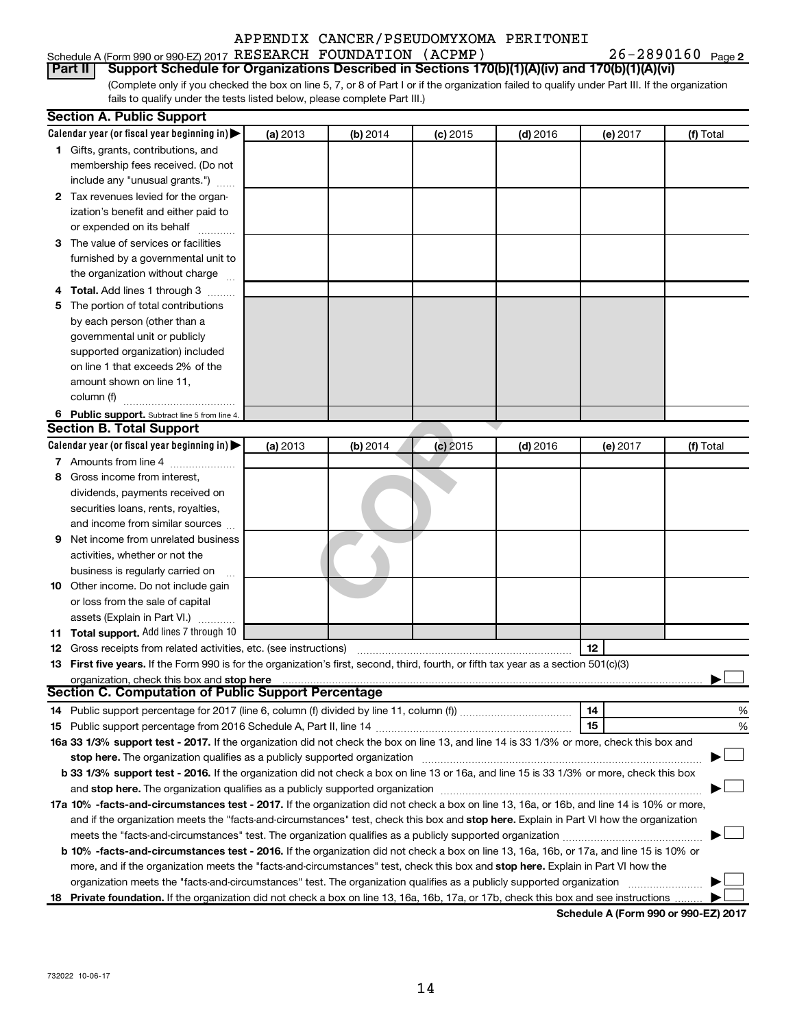APPENDIX CANCER/PSEUDOMYXOMA PERITONEI

Schedule A (Form 990 or 990-EZ) 2017 RESEARCH FOUNDATION (ACPMP) 26-2890160 Page 2

**Part II Support Schedule for Organizations Described in Sections 170(b)(1)(A)(iv) and 170(b)(1)(A)(vi)**

(Complete only if you checked the box on line 5, 7, or 8 of Part I or if the organization failed to qualify under Part III. If the organization fails to qualify under the tests listed below, please complete Part III.)

**Section A. Public Support**

| Calendar year (or fiscal year beginning in) ▶ | (a) 2013 | (b) 2014 | (c) 2015 | (d) 2016 | (e) 2017 | (f) Total |
|---|---|---|---|---|---|---|
| **1** Gifts, grants, contributions, and membership fees received. (Do not include any "unusual grants.") | | | | | | |
| **2** Tax revenues levied for the organization's benefit and either paid to or expended on its behalf | | | | | | |
| **3** The value of services or facilities furnished by a governmental unit to the organization without charge | | | | | | |
| **4 Total.** Add lines 1 through 3 | | | | | | |
| **5** The portion of total contributions by each person (other than a governmental unit or publicly supported organization) included on line 1 that exceeds 2% of the amount shown on line 11, column (f) | | | | | | |
| **6 Public support.** Subtract line 5 from line 4. | | | | | | |

**Section B. Total Support**

| Calendar year (or fiscal year beginning in) ▶ | (a) 2013 | (b) 2014 | (c) 2015 | (d) 2016 | (e) 2017 | (f) Total |
|---|---|---|---|---|---|---|
| **7** Amounts from line 4 | | | | | | |
| **8** Gross income from interest, dividends, payments received on securities loans, rents, royalties, and income from similar sources | | | | | | |
| **9** Net income from unrelated business activities, whether or not the business is regularly carried on | | | | | | |
| **10** Other income. Do not include gain or loss from the sale of capital assets (Explain in Part VI.) | | | | | | |
| **11 Total support.** Add lines 7 through 10 | | | | | | |

**12** Gross receipts from related activities, etc. (see instructions) **12**

**13 First five years.** If the Form 990 is for the organization's first, second, third, fourth, or fifth tax year as a section 501(c)(3) organization, check this box and **stop here** ▶ ☐

**Section C. Computation of Public Support Percentage**

**14** Public support percentage for 2017 (line 6, column (f) divided by line 11, column (f)) **14** %

**15** Public support percentage from 2016 Schedule A, Part II, line 14 **15** %

**16a 33 1/3% support test - 2017.** If the organization did not check the box on line 13, and line 14 is 33 1/3% or more, check this box and **stop here.** The organization qualifies as a publicly supported organization ▶ ☐

**b 33 1/3% support test - 2016.** If the organization did not check a box on line 13 or 16a, and line 15 is 33 1/3% or more, check this box and **stop here.** The organization qualifies as a publicly supported organization ▶ ☐

**17a 10% -facts-and-circumstances test - 2017.** If the organization did not check a box on line 13, 16a, or 16b, and line 14 is 10% or more, and if the organization meets the "facts-and-circumstances" test, check this box and **stop here.** Explain in Part VI how the organization meets the "facts-and-circumstances" test. The organization qualifies as a publicly supported organization ▶ ☐

**b 10% -facts-and-circumstances test - 2016.** If the organization did not check a box on line 13, 16a, 16b, or 17a, and line 15 is 10% or more, and if the organization meets the "facts-and-circumstances" test, check this box and **stop here.** Explain in Part VI how the organization meets the "facts-and-circumstances" test. The organization qualifies as a publicly supported organization ▶ ☐

**18 Private foundation.** If the organization did not check a box on line 13, 16a, 16b, 17a, or 17b, check this box and see instructions ▶ ☐

**Schedule A (Form 990 or 990-EZ) 2017**

732022 10-06-17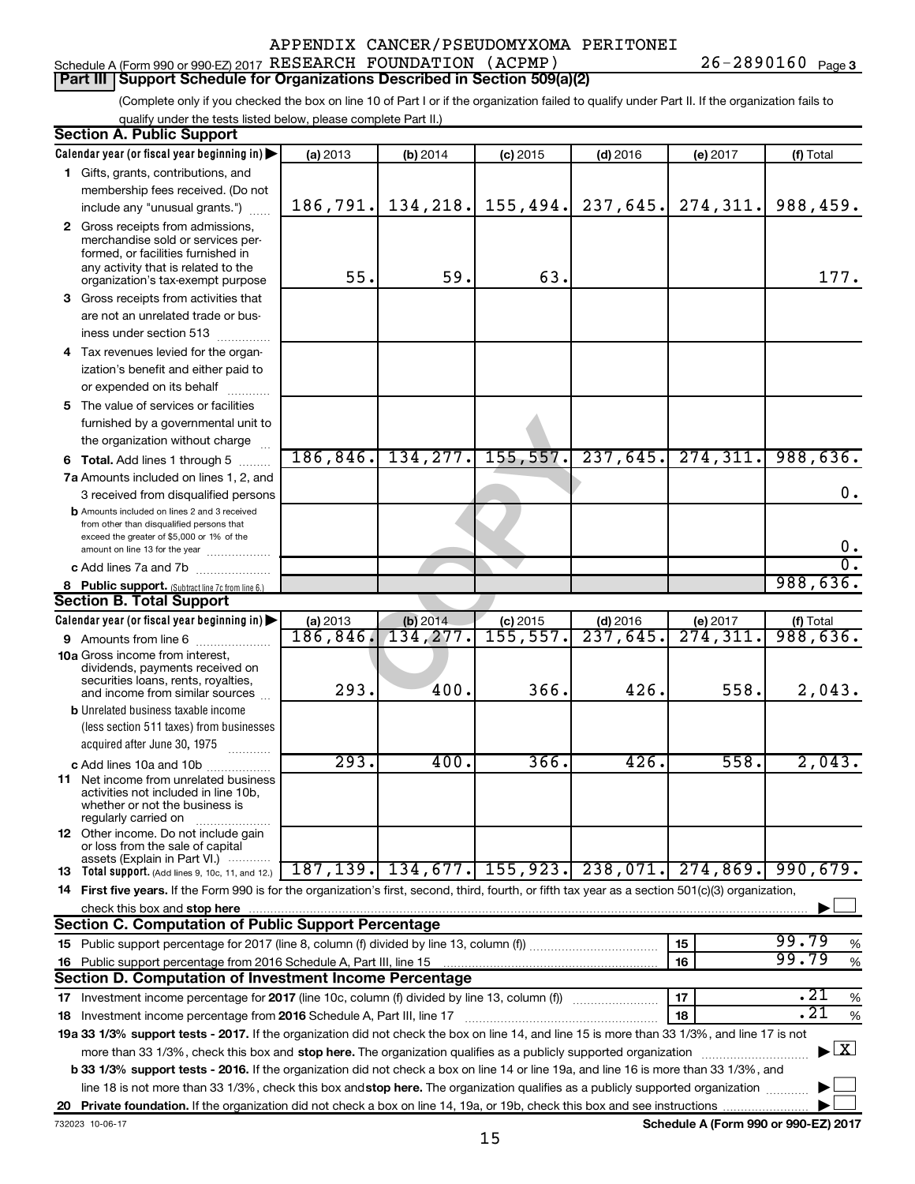APPENDIX CANCER/PSEUDOMYXOMA PERITONEI

Schedule A (Form 990 or 990-EZ) 2017 RESEARCH FOUNDATION (ACPMP) 26-2890160 Page 3

## Part III Support Schedule for Organizations Described in Section 509(a)(2)

(Complete only if you checked the box on line 10 of Part I or if the organization failed to qualify under Part II. If the organization fails to qualify under the tests listed below, please complete Part II.)

### Section A. Public Support

| Calendar year (or fiscal year beginning in) | (a) 2013 | (b) 2014 | (c) 2015 | (d) 2016 | (e) 2017 | (f) Total |
|---|---|---|---|---|---|---|
| 1 Gifts, grants, contributions, and membership fees received. (Do not include any "unusual grants.") | 186,791. | 134,218. | 155,494. | 237,645. | 274,311. | 988,459. |
| 2 Gross receipts from admissions, merchandise sold or services performed, or facilities furnished in any activity that is related to the organization's tax-exempt purpose | 55. | 59. | 63. | | | 177. |
| 3 Gross receipts from activities that are not an unrelated trade or business under section 513 | | | | | | |
| 4 Tax revenues levied for the organization's benefit and either paid to or expended on its behalf | | | | | | |
| 5 The value of services or facilities furnished by a governmental unit to the organization without charge | | | | | | |
| 6 Total. Add lines 1 through 5 | 186,846. | 134,277. | 155,557. | 237,645. | 274,311. | 988,636. |
| 7a Amounts included on lines 1, 2, and 3 received from disqualified persons | | | | | | 0. |
| b Amounts included on lines 2 and 3 received from other than disqualified persons that exceed the greater of $5,000 or 1% of the amount on line 13 for the year | | | | | | 0. |
| c Add lines 7a and 7b | | | | | | 0. |
| 8 Public support. (Subtract line 7c from line 6.) | | | | | | 988,636. |

### Section B. Total Support

| Calendar year (or fiscal year beginning in) | (a) 2013 | (b) 2014 | (c) 2015 | (d) 2016 | (e) 2017 | (f) Total |
|---|---|---|---|---|---|---|
| 9 Amounts from line 6 | 186,846. | 134,277. | 155,557. | 237,645. | 274,311. | 988,636. |
| 10a Gross income from interest, dividends, payments received on securities loans, rents, royalties, and income from similar sources | 293. | 400. | 366. | 426. | 558. | 2,043. |
| b Unrelated business taxable income (less section 511 taxes) from businesses acquired after June 30, 1975 | | | | | | |
| c Add lines 10a and 10b | 293. | 400. | 366. | 426. | 558. | 2,043. |
| 11 Net income from unrelated business activities not included in line 10b, whether or not the business is regularly carried on | | | | | | |
| 12 Other income. Do not include gain or loss from the sale of capital assets (Explain in Part VI.) | | | | | | |
| 13 Total support. (Add lines 9, 10c, 11, and 12.) | 187,139. | 134,677. | 155,923. | 238,071. | 274,869. | 990,679. |

14 First five years. If the Form 990 is for the organization's first, second, third, fourth, or fifth tax year as a section 501(c)(3) organization, check this box and stop here ☐

### Section C. Computation of Public Support Percentage

| | | | |
|---|---|---|---|
| 15 Public support percentage for 2017 (line 8, column (f) divided by line 13, column (f)) | 15 | 99.79 | % |
| 16 Public support percentage from 2016 Schedule A, Part III, line 15 | 16 | 99.79 | % |

### Section D. Computation of Investment Income Percentage

| | | | |
|---|---|---|---|
| 17 Investment income percentage for 2017 (line 10c, column (f) divided by line 13, column (f)) | 17 | .21 | % |
| 18 Investment income percentage from 2016 Schedule A, Part III, line 17 | 18 | .21 | % |

19a 33 1/3% support tests - 2017. If the organization did not check the box on line 14, and line 15 is more than 33 1/3%, and line 17 is not more than 33 1/3%, check this box and stop here. The organization qualifies as a publicly supported organization ☒

b 33 1/3% support tests - 2016. If the organization did not check a box on line 14 or line 19a, and line 16 is more than 33 1/3%, and line 18 is not more than 33 1/3%, check this box and stop here. The organization qualifies as a publicly supported organization ☐

20 Private foundation. If the organization did not check a box on line 14, 19a, or 19b, check this box and see instructions ☐

732023 10-06-17

Schedule A (Form 990 or 990-EZ) 2017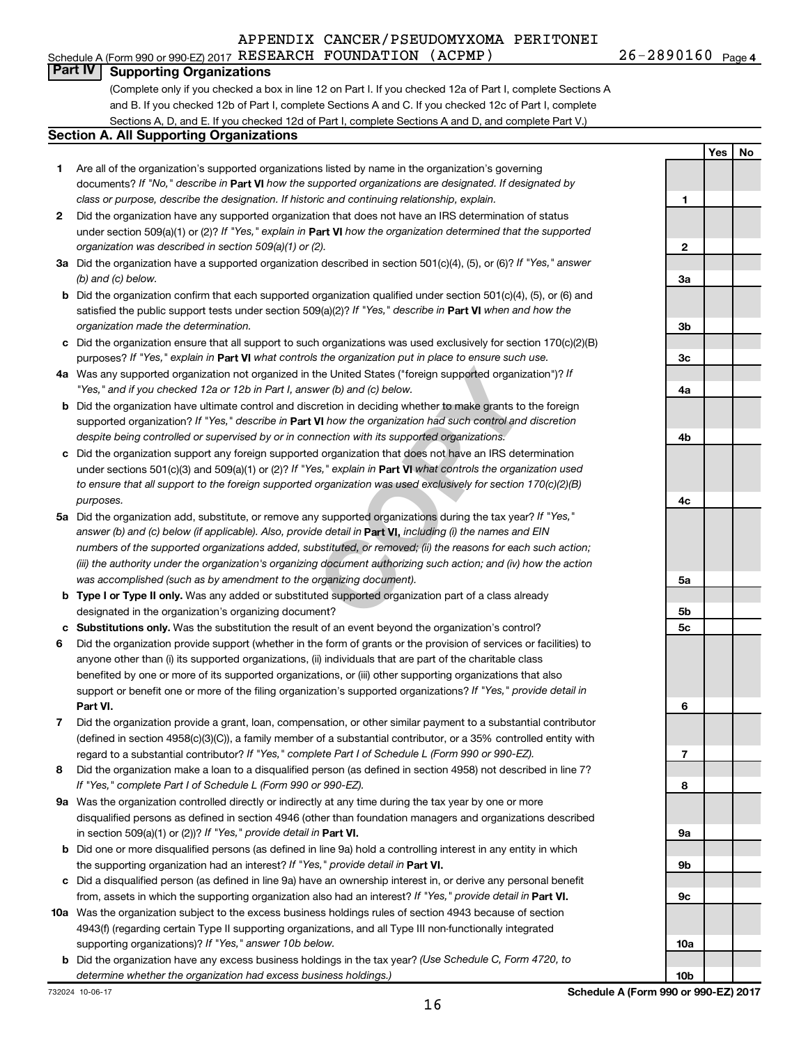Schedule A (Form 990 or 990-EZ) 2017 APPENDIX CANCER/PSEUDOMYXOMA PERITONEI RESEARCH FOUNDATION (ACPMP) 26-2890160 Page 4

## Part IV Supporting Organizations

(Complete only if you checked a box in line 12 on Part I. If you checked 12a of Part I, complete Sections A and B. If you checked 12b of Part I, complete Sections A and C. If you checked 12c of Part I, complete Sections A, D, and E. If you checked 12d of Part I, complete Sections A and D, and complete Part V.)

### Section A. All Supporting Organizations

| | | | Yes | No |
|---|---|---|---|---|
| 1 | Are all of the organization's supported organizations listed by name in the organization's governing documents? *If "No," describe in* **Part VI** *how the supported organizations are designated. If designated by class or purpose, describe the designation. If historic and continuing relationship, explain.* | 1 | | |
| 2 | Did the organization have any supported organization that does not have an IRS determination of status under section 509(a)(1) or (2)? *If "Yes," explain in* **Part VI** *how the organization determined that the supported organization was described in section 509(a)(1) or (2).* | 2 | | |
| 3a | Did the organization have a supported organization described in section 501(c)(4), (5), or (6)? *If "Yes," answer (b) and (c) below.* | 3a | | |
| b | Did the organization confirm that each supported organization qualified under section 501(c)(4), (5), or (6) and satisfied the public support tests under section 509(a)(2)? *If "Yes," describe in* **Part VI** *when and how the organization made the determination.* | 3b | | |
| c | Did the organization ensure that all support to such organizations was used exclusively for section 170(c)(2)(B) purposes? *If "Yes," explain in* **Part VI** *what controls the organization put in place to ensure such use.* | 3c | | |
| 4a | Was any supported organization not organized in the United States ("foreign supported organization")? *If "Yes," and if you checked 12a or 12b in Part I, answer (b) and (c) below.* | 4a | | |
| b | Did the organization have ultimate control and discretion in deciding whether to make grants to the foreign supported organization? *If "Yes," describe in* **Part VI** *how the organization had such control and discretion despite being controlled or supervised by or in connection with its supported organizations.* | 4b | | |
| c | Did the organization support any foreign supported organization that does not have an IRS determination under sections 501(c)(3) and 509(a)(1) or (2)? *If "Yes," explain in* **Part VI** *what controls the organization used to ensure that all support to the foreign supported organization was used exclusively for section 170(c)(2)(B) purposes.* | 4c | | |
| 5a | Did the organization add, substitute, or remove any supported organizations during the tax year? *If "Yes," answer (b) and (c) below (if applicable). Also, provide detail in* **Part VI,** *including (i) the names and EIN numbers of the supported organizations added, substituted, or removed; (ii) the reasons for each such action; (iii) the authority under the organization's organizing document authorizing such action; and (iv) how the action was accomplished (such as by amendment to the organizing document).* | 5a | | |
| b | **Type I or Type II only.** Was any added or substituted supported organization part of a class already designated in the organization's organizing document? | 5b | | |
| c | **Substitutions only.** Was the substitution the result of an event beyond the organization's control? | 5c | | |
| 6 | Did the organization provide support (whether in the form of grants or the provision of services or facilities) to anyone other than (i) its supported organizations, (ii) individuals that are part of the charitable class benefited by one or more of its supported organizations, or (iii) other supporting organizations that also support or benefit one or more of the filing organization's supported organizations? *If "Yes," provide detail in* **Part VI.** | 6 | | |
| 7 | Did the organization provide a grant, loan, compensation, or other similar payment to a substantial contributor (defined in section 4958(c)(3)(C)), a family member of a substantial contributor, or a 35% controlled entity with regard to a substantial contributor? *If "Yes," complete Part I of Schedule L (Form 990 or 990-EZ).* | 7 | | |
| 8 | Did the organization make a loan to a disqualified person (as defined in section 4958) not described in line 7? *If "Yes," complete Part I of Schedule L (Form 990 or 990-EZ).* | 8 | | |
| 9a | Was the organization controlled directly or indirectly at any time during the tax year by one or more disqualified persons as defined in section 4946 (other than foundation managers and organizations described in section 509(a)(1) or (2))? *If "Yes," provide detail in* **Part VI.** | 9a | | |
| b | Did one or more disqualified persons (as defined in line 9a) hold a controlling interest in any entity in which the supporting organization had an interest? *If "Yes," provide detail in* **Part VI.** | 9b | | |
| c | Did a disqualified person (as defined in line 9a) have an ownership interest in, or derive any personal benefit from, assets in which the supporting organization also had an interest? *If "Yes," provide detail in* **Part VI.** | 9c | | |
| 10a | Was the organization subject to the excess business holdings rules of section 4943 because of section 4943(f) (regarding certain Type II supporting organizations, and all Type III non-functionally integrated supporting organizations)? *If "Yes," answer 10b below.* | 10a | | |
| b | Did the organization have any excess business holdings in the tax year? *(Use Schedule C, Form 4720, to determine whether the organization had excess business holdings.)* | 10b | | |

732024 10-06-17

**Schedule A (Form 990 or 990-EZ) 2017**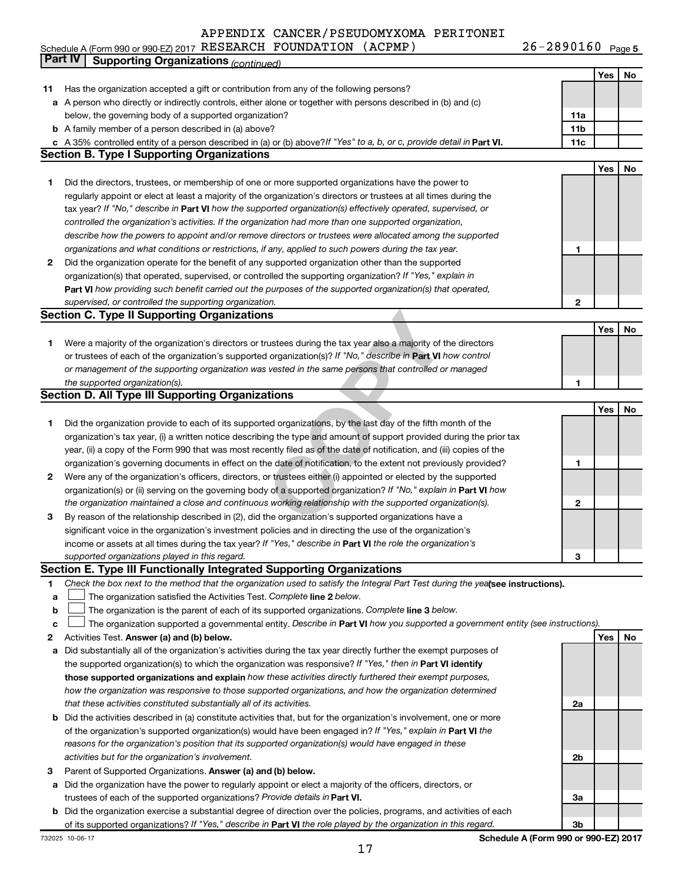APPENDIX CANCER/PSEUDOMYXOMA PERITONEI

Schedule A (Form 990 or 990-EZ) 2017 RESEARCH FOUNDATION (ACPMP) 26-2890160 Page 5

## Part IV Supporting Organizations *(continued)*

| | | | Yes | No |
|---|---|---|---|---|
| **11** | Has the organization accepted a gift or contribution from any of the following persons? | | | |
| **a** | A person who directly or indirectly controls, either alone or together with persons described in (b) and (c) below, the governing body of a supported organization? | **11a** | | |
| **b** | A family member of a person described in (a) above? | **11b** | | |
| **c** | A 35% controlled entity of a person described in (a) or (b) above? *If "Yes" to a, b, or c, provide detail in* **Part VI.** | **11c** | | |

### Section B. Type I Supporting Organizations

| | | | Yes | No |
|---|---|---|---|---|
| **1** | Did the directors, trustees, or membership of one or more supported organizations have the power to regularly appoint or elect at least a majority of the organization's directors or trustees at all times during the tax year? *If "No," describe in* **Part VI** *how the supported organization(s) effectively operated, supervised, or controlled the organization's activities. If the organization had more than one supported organization, describe how the powers to appoint and/or remove directors or trustees were allocated among the supported organizations and what conditions or restrictions, if any, applied to such powers during the tax year.* | **1** | | |
| **2** | Did the organization operate for the benefit of any supported organization other than the supported organization(s) that operated, supervised, or controlled the supporting organization? *If "Yes," explain in* **Part VI** *how providing such benefit carried out the purposes of the supported organization(s) that operated, supervised, or controlled the supporting organization.* | **2** | | |

### Section C. Type II Supporting Organizations

| | | | Yes | No |
|---|---|---|---|---|
| **1** | Were a majority of the organization's directors or trustees during the tax year also a majority of the directors or trustees of each of the organization's supported organization(s)? *If "No," describe in* **Part VI** *how control or management of the supporting organization was vested in the same persons that controlled or managed the supported organization(s).* | **1** | | |

### Section D. All Type III Supporting Organizations

| | | | Yes | No |
|---|---|---|---|---|
| **1** | Did the organization provide to each of its supported organizations, by the last day of the fifth month of the organization's tax year, (i) a written notice describing the type and amount of support provided during the prior tax year, (ii) a copy of the Form 990 that was most recently filed as of the date of notification, and (iii) copies of the organization's governing documents in effect on the date of notification, to the extent not previously provided? | **1** | | |
| **2** | Were any of the organization's officers, directors, or trustees either (i) appointed or elected by the supported organization(s) or (ii) serving on the governing body of a supported organization? *If "No," explain in* **Part VI** *how the organization maintained a close and continuous working relationship with the supported organization(s).* | **2** | | |
| **3** | By reason of the relationship described in (2), did the organization's supported organizations have a significant voice in the organization's investment policies and in directing the use of the organization's income or assets at all times during the tax year? *If "Yes," describe in* **Part VI** *the role the organization's supported organizations played in this regard.* | **3** | | |

### Section E. Type III Functionally Integrated Supporting Organizations

**1** *Check the box next to the method that the organization used to satisfy the Integral Part Test during the year* **(see instructions).**

- **a** ☐ The organization satisfied the Activities Test. *Complete* **line 2** *below.*
- **b** ☐ The organization is the parent of each of its supported organizations. *Complete* **line 3** *below.*
- **c** ☐ The organization supported a governmental entity. *Describe in* **Part VI** *how you supported a government entity (see instructions).*

| | | | Yes | No |
|---|---|---|---|---|
| **2** | Activities Test. **Answer (a) and (b) below.** | | | |
| **a** | Did substantially all of the organization's activities during the tax year directly further the exempt purposes of the supported organization(s) to which the organization was responsive? *If "Yes," then in* **Part VI identify those supported organizations and explain** *how these activities directly furthered their exempt purposes, how the organization was responsive to those supported organizations, and how the organization determined that these activities constituted substantially all of its activities.* | **2a** | | |
| **b** | Did the activities described in (a) constitute activities that, but for the organization's involvement, one or more of the organization's supported organization(s) would have been engaged in? *If "Yes," explain in* **Part VI** *the reasons for the organization's position that its supported organization(s) would have engaged in these activities but for the organization's involvement.* | **2b** | | |
| **3** | Parent of Supported Organizations. **Answer (a) and (b) below.** | | | |
| **a** | Did the organization have the power to regularly appoint or elect a majority of the officers, directors, or trustees of each of the supported organizations? *Provide details in* **Part VI.** | **3a** | | |
| **b** | Did the organization exercise a substantial degree of direction over the policies, programs, and activities of each of its supported organizations? *If "Yes," describe in* **Part VI** *the role played by the organization in this regard.* | **3b** | | |

732025 10-06-17 **Schedule A (Form 990 or 990-EZ) 2017**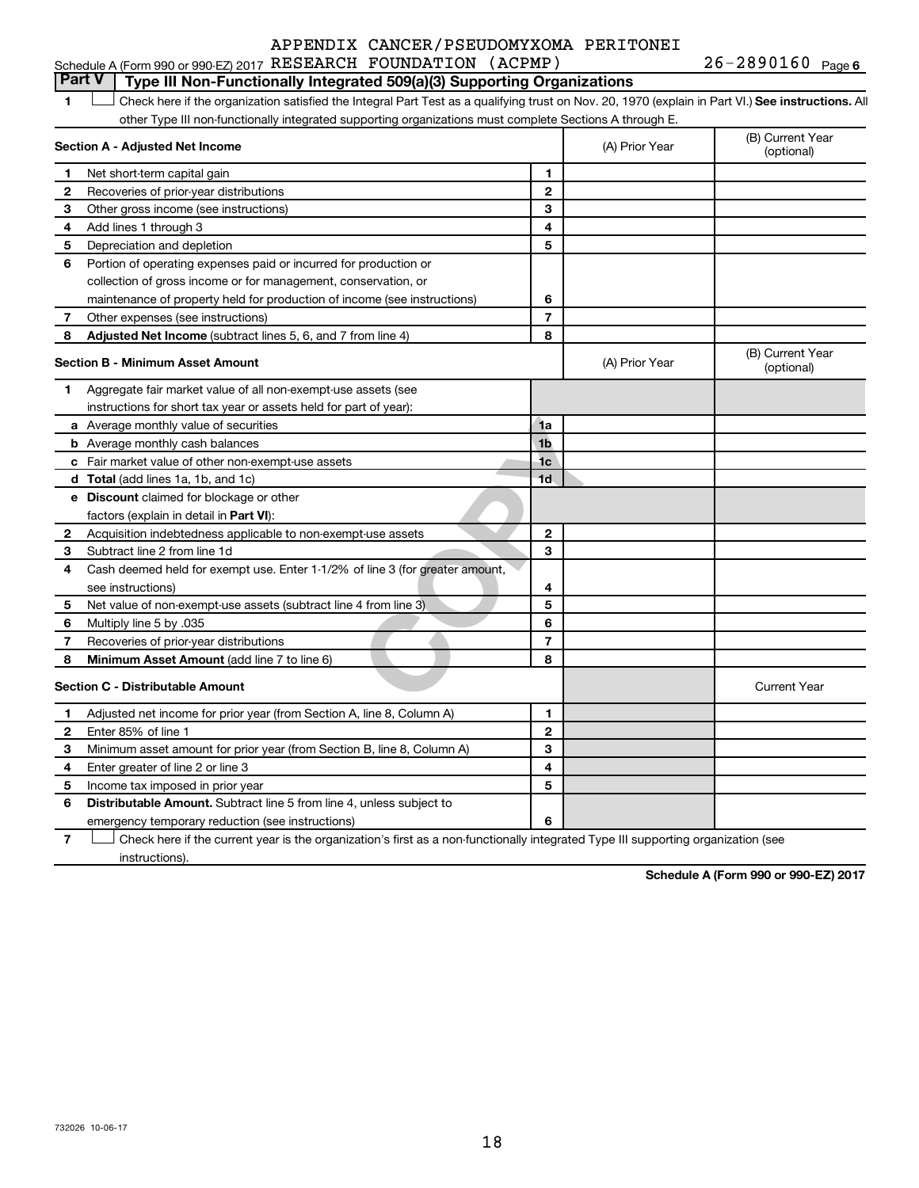APPENDIX CANCER/PSEUDOMYXOMA PERITONEI

Schedule A (Form 990 or 990-EZ) 2017 RESEARCH FOUNDATION (ACPMP) 26-2890160 Page 6

## Part V | Type III Non-Functionally Integrated 509(a)(3) Supporting Organizations

1 ☐ Check here if the organization satisfied the Integral Part Test as a qualifying trust on Nov. 20, 1970 (explain in Part VI.) **See instructions.** All other Type III non-functionally integrated supporting organizations must complete Sections A through E.

| **Section A - Adjusted Net Income** | | (A) Prior Year | (B) Current Year (optional) |
|---|---|---|---|
| **1** Net short-term capital gain | 1 | | |
| **2** Recoveries of prior-year distributions | 2 | | |
| **3** Other gross income (see instructions) | 3 | | |
| **4** Add lines 1 through 3 | 4 | | |
| **5** Depreciation and depletion | 5 | | |
| **6** Portion of operating expenses paid or incurred for production or collection of gross income or for management, conservation, or maintenance of property held for production of income (see instructions) | 6 | | |
| **7** Other expenses (see instructions) | 7 | | |
| **8** **Adjusted Net Income** (subtract lines 5, 6, and 7 from line 4) | 8 | | |

| **Section B - Minimum Asset Amount** | | (A) Prior Year | (B) Current Year (optional) |
|---|---|---|---|
| **1** Aggregate fair market value of all non-exempt-use assets (see instructions for short tax year or assets held for part of year): | | | |
| **a** Average monthly value of securities | 1a | | |
| **b** Average monthly cash balances | 1b | | |
| **c** Fair market value of other non-exempt-use assets | 1c | | |
| **d** **Total** (add lines 1a, 1b, and 1c) | 1d | | |
| **e** **Discount** claimed for blockage or other factors (explain in detail in **Part VI**): | | | |
| **2** Acquisition indebtedness applicable to non-exempt-use assets | 2 | | |
| **3** Subtract line 2 from line 1d | 3 | | |
| **4** Cash deemed held for exempt use. Enter 1-1/2% of line 3 (for greater amount, see instructions) | 4 | | |
| **5** Net value of non-exempt-use assets (subtract line 4 from line 3) | 5 | | |
| **6** Multiply line 5 by .035 | 6 | | |
| **7** Recoveries of prior-year distributions | 7 | | |
| **8** **Minimum Asset Amount** (add line 7 to line 6) | 8 | | |

| **Section C - Distributable Amount** | | | Current Year |
|---|---|---|---|
| **1** Adjusted net income for prior year (from Section A, line 8, Column A) | 1 | | |
| **2** Enter 85% of line 1 | 2 | | |
| **3** Minimum asset amount for prior year (from Section B, line 8, Column A) | 3 | | |
| **4** Enter greater of line 2 or line 3 | 4 | | |
| **5** Income tax imposed in prior year | 5 | | |
| **6** **Distributable Amount.** Subtract line 5 from line 4, unless subject to emergency temporary reduction (see instructions) | 6 | | |

7 ☐ Check here if the current year is the organization's first as a non-functionally integrated Type III supporting organization (see instructions).

**Schedule A (Form 990 or 990-EZ) 2017**

732026 10-06-17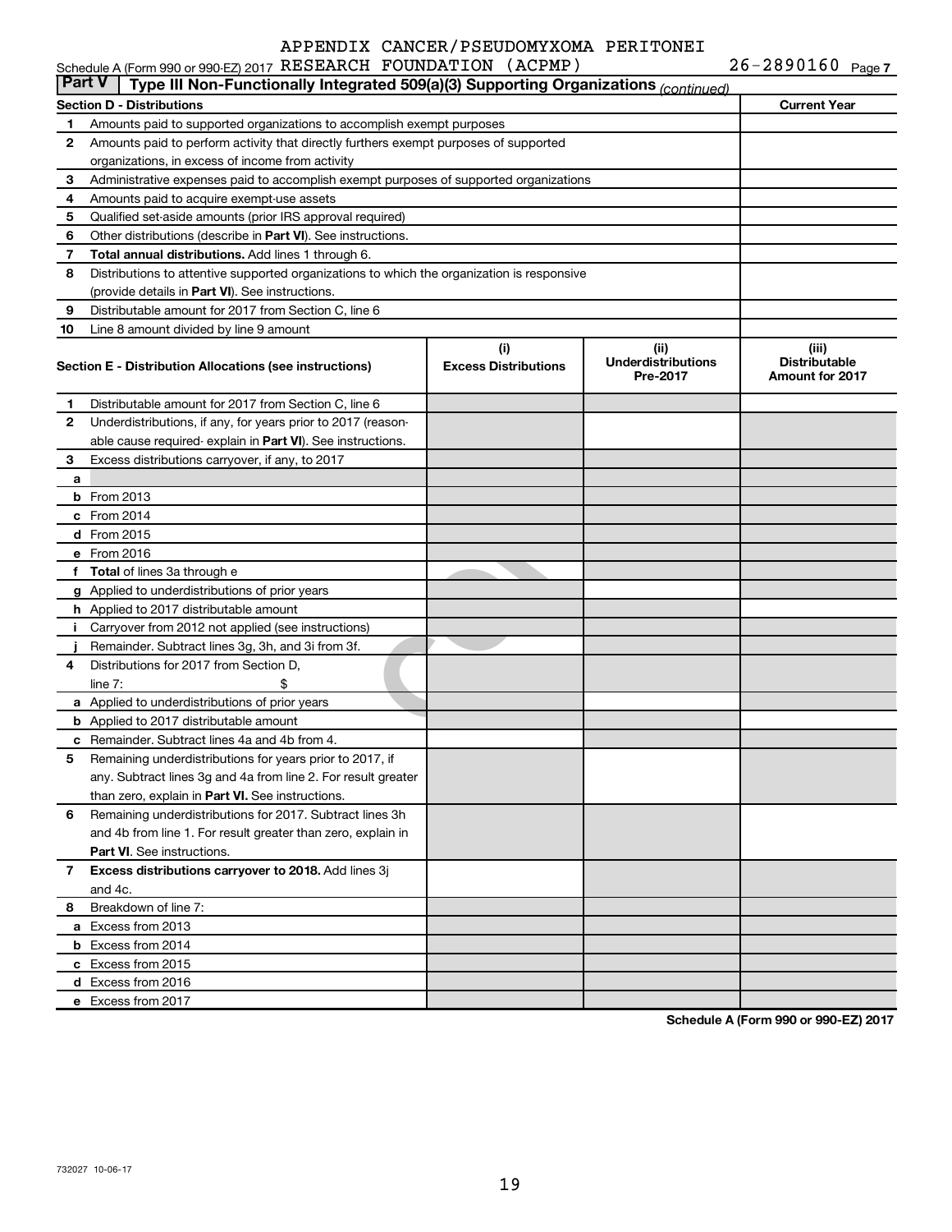Schedule A (Form 990 or 990-EZ) 2017 APPENDIX CANCER/PSEUDOMYXOMA PERITONEI RESEARCH FOUNDATION (ACPMP) 26-2890160 Page 7

**Part V | Type III Non-Functionally Integrated 509(a)(3) Supporting Organizations** *(continued)*

| Section D - Distributions | | Current Year |
|---|---|---|
| 1 | Amounts paid to supported organizations to accomplish exempt purposes | |
| 2 | Amounts paid to perform activity that directly furthers exempt purposes of supported organizations, in excess of income from activity | |
| 3 | Administrative expenses paid to accomplish exempt purposes of supported organizations | |
| 4 | Amounts paid to acquire exempt-use assets | |
| 5 | Qualified set-aside amounts (prior IRS approval required) | |
| 6 | Other distributions (describe in **Part VI**). See instructions. | |
| 7 | **Total annual distributions.** Add lines 1 through 6. | |
| 8 | Distributions to attentive supported organizations to which the organization is responsive (provide details in **Part VI**). See instructions. | |
| 9 | Distributable amount for 2017 from Section C, line 6 | |
| 10 | Line 8 amount divided by line 9 amount | |

| Section E - Distribution Allocations (see instructions) | (i) Excess Distributions | (ii) Underdistributions Pre-2017 | (iii) Distributable Amount for 2017 |
|---|---|---|---|
| **1** Distributable amount for 2017 from Section C, line 6 | | | |
| **2** Underdistributions, if any, for years prior to 2017 (reasonable cause required- explain in **Part VI**). See instructions. | | | |
| **3** Excess distributions carryover, if any, to 2017 | | | |
| **a** | | | |
| **b** From 2013 | | | |
| **c** From 2014 | | | |
| **d** From 2015 | | | |
| **e** From 2016 | | | |
| **f** **Total** of lines 3a through e | | | |
| **g** Applied to underdistributions of prior years | | | |
| **h** Applied to 2017 distributable amount | | | |
| **i** Carryover from 2012 not applied (see instructions) | | | |
| **j** Remainder. Subtract lines 3g, 3h, and 3i from 3f. | | | |
| **4** Distributions for 2017 from Section D, line 7: $ | | | |
| **a** Applied to underdistributions of prior years | | | |
| **b** Applied to 2017 distributable amount | | | |
| **c** Remainder. Subtract lines 4a and 4b from 4. | | | |
| **5** Remaining underdistributions for years prior to 2017, if any. Subtract lines 3g and 4a from line 2. For result greater than zero, explain in **Part VI.** See instructions. | | | |
| **6** Remaining underdistributions for 2017. Subtract lines 3h and 4b from line 1. For result greater than zero, explain in **Part VI**. See instructions. | | | |
| **7** **Excess distributions carryover to 2018.** Add lines 3j and 4c. | | | |
| **8** Breakdown of line 7: | | | |
| **a** Excess from 2013 | | | |
| **b** Excess from 2014 | | | |
| **c** Excess from 2015 | | | |
| **d** Excess from 2016 | | | |
| **e** Excess from 2017 | | | |

**Schedule A (Form 990 or 990-EZ) 2017**

732027 10-06-17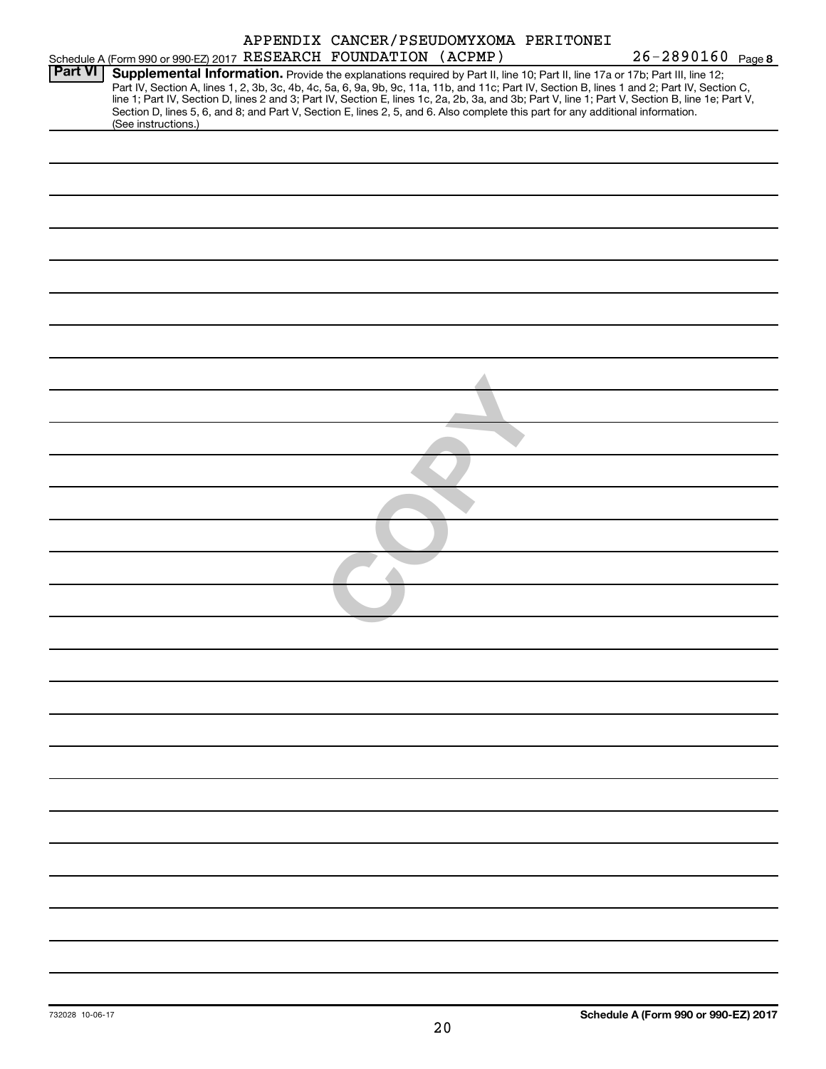Schedule A (Form 990 or 990-EZ) 2017 APPENDIX CANCER/PSEUDOMYXOMA PERITONEI RESEARCH FOUNDATION (ACPMP) 26-2890160 Page 8

## Part VI Supplemental Information.

Provide the explanations required by Part II, line 10; Part II, line 17a or 17b; Part III, line 12; Part IV, Section A, lines 1, 2, 3b, 3c, 4b, 4c, 5a, 6, 9a, 9b, 9c, 11a, 11b, and 11c; Part IV, Section B, lines 1 and 2; Part IV, Section C, line 1; Part IV, Section D, lines 2 and 3; Part IV, Section E, lines 1c, 2a, 2b, 3a, and 3b; Part V, line 1; Part V, Section B, line 1e; Part V, Section D, lines 5, 6, and 8; and Part V, Section E, lines 2, 5, and 6. Also complete this part for any additional information. (See instructions.)

COPY

732028 10-06-17

Schedule A (Form 990 or 990-EZ) 2017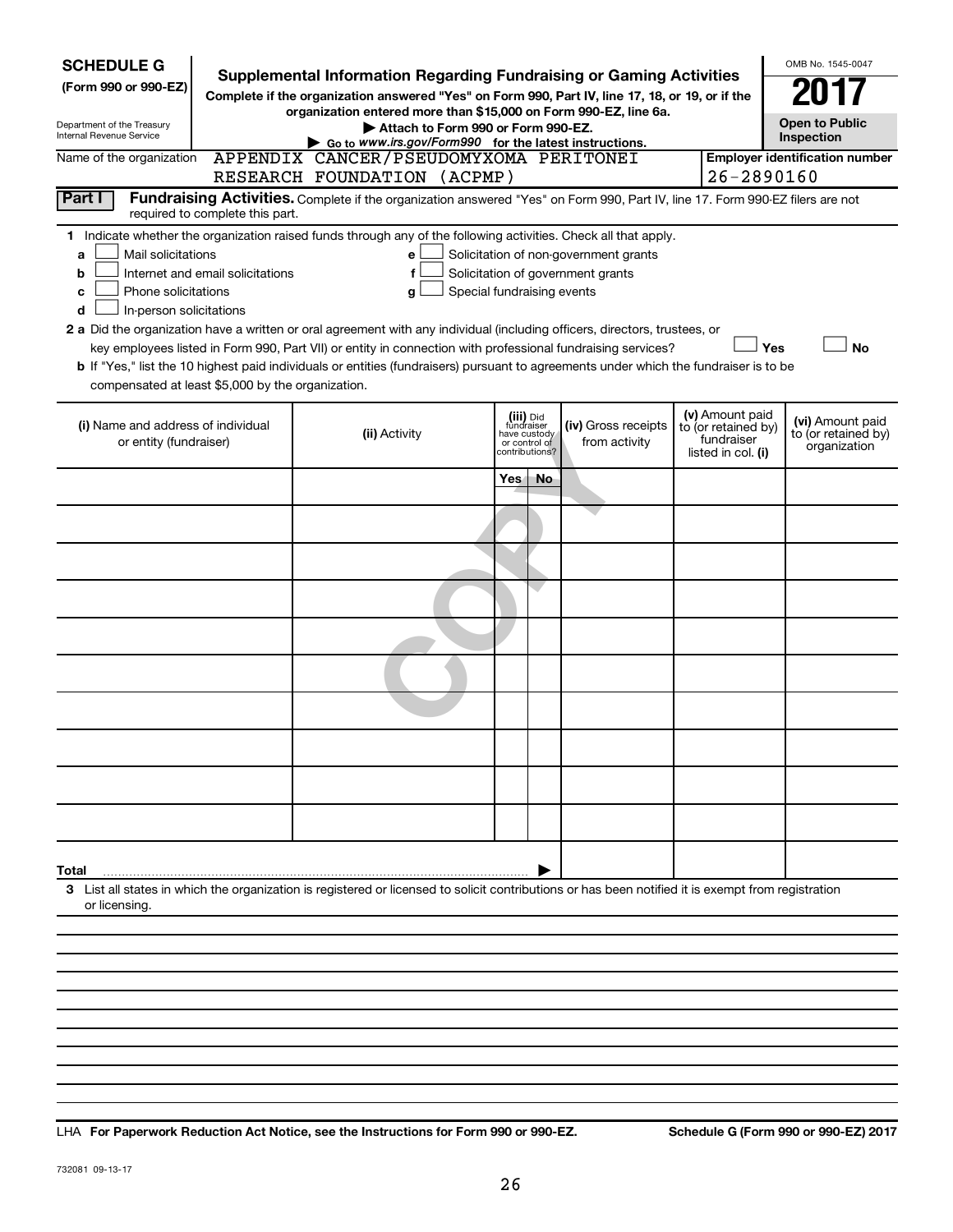**SCHEDULE G**
**(Form 990 or 990-EZ)**

Department of the Treasury
Internal Revenue Service

# Supplemental Information Regarding Fundraising or Gaming Activities

**Complete if the organization answered "Yes" on Form 990, Part IV, line 17, 18, or 19, or if the organization entered more than $15,000 on Form 990-EZ, line 6a.**

▶ **Attach to Form 990 or Form 990-EZ.**

▶ Go to *www.irs.gov/Form990* for the latest instructions.

OMB No. 1545-0047

**2017**

**Open to Public Inspection**

Name of the organization: APPENDIX CANCER/PSEUDOMYXOMA PERITONEI RESEARCH FOUNDATION (ACPMP)

**Employer identification number** 26-2890160

**Part I** **Fundraising Activities.** Complete if the organization answered "Yes" on Form 990, Part IV, line 17. Form 990-EZ filers are not required to complete this part.

**1** Indicate whether the organization raised funds through any of the following activities. Check all that apply.

- **a** ☐ Mail solicitations
- **b** ☐ Internet and email solicitations
- **c** ☐ Phone solicitations
- **d** ☐ In-person solicitations
- **e** ☐ Solicitation of non-government grants
- **f** ☐ Solicitation of government grants
- **g** ☐ Special fundraising events

**2 a** Did the organization have a written or oral agreement with any individual (including officers, directors, trustees, or key employees listed in Form 990, Part VII) or entity in connection with professional fundraising services? ☐ **Yes** ☐ **No**

**b** If "Yes," list the 10 highest paid individuals or entities (fundraisers) pursuant to agreements under which the fundraiser is to be compensated at least $5,000 by the organization.

| (i) Name and address of individual or entity (fundraiser) | (ii) Activity | (iii) Did fundraiser have custody or control of contributions? | | (iv) Gross receipts from activity | (v) Amount paid to (or retained by) fundraiser listed in col. (i) | (vi) Amount paid to (or retained by) organization |
|---|---|---|---|---|---|---|
| | | Yes | No | | | |
| | | | | | | |
| | | | | | | |
| | | | | | | |
| | | | | | | |
| | | | | | | |
| | | | | | | |
| | | | | | | |
| | | | | | | |
| | | | | | | |
| | | | | | | |
| **Total** ▶ | | | | | | |

**3** List all states in which the organization is registered or licensed to solicit contributions or has been notified it is exempt from registration or licensing.

LHA **For Paperwork Reduction Act Notice, see the Instructions for Form 990 or 990-EZ.** **Schedule G (Form 990 or 990-EZ) 2017**

732081 09-13-17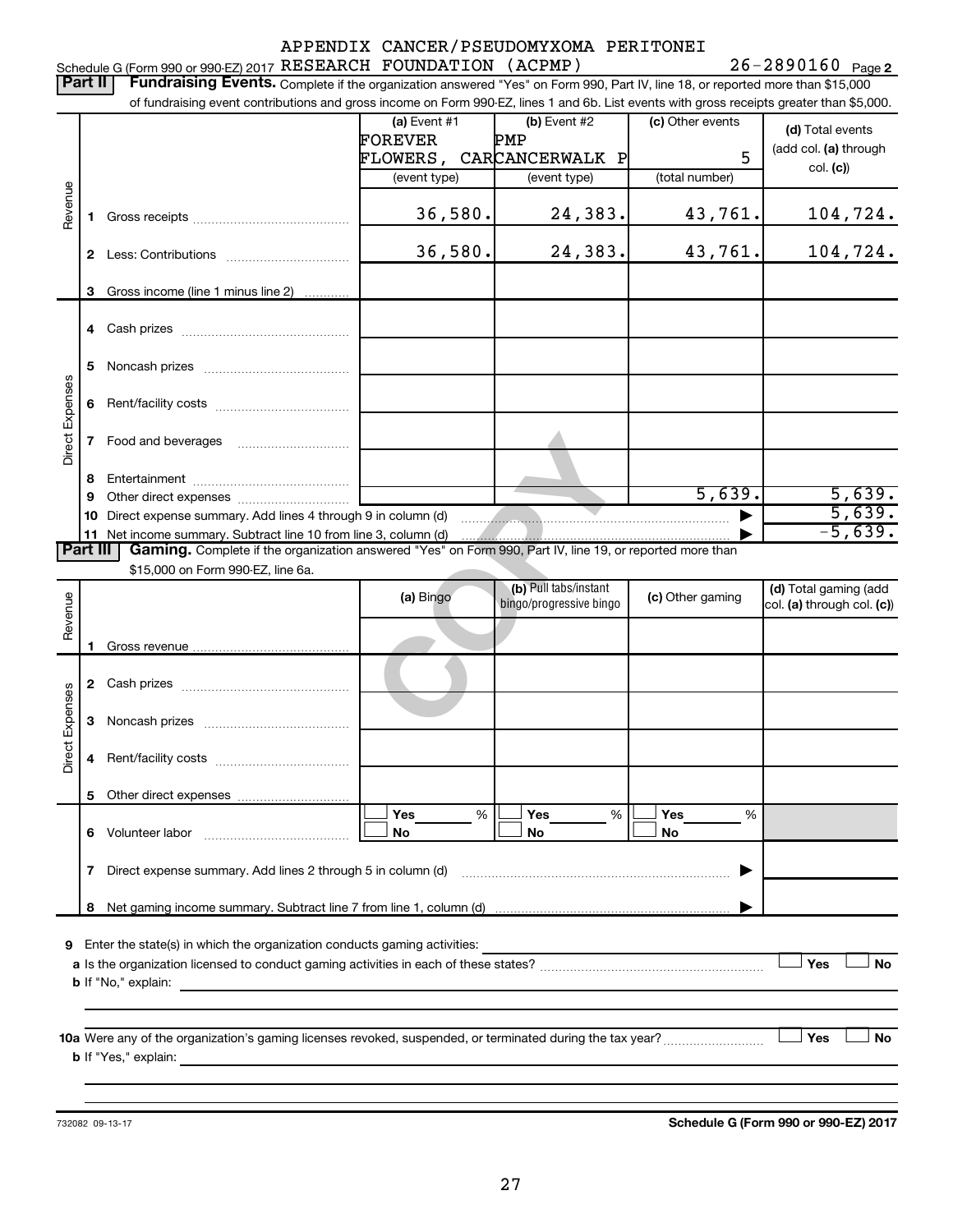APPENDIX CANCER/PSEUDOMYXOMA PERITONEI

Schedule G (Form 990 or 990-EZ) 2017 RESEARCH FOUNDATION (ACPMP) 26-2890160 Page 2

**Part II** **Fundraising Events.** Complete if the organization answered "Yes" on Form 990, Part IV, line 18, or reported more than $15,000 of fundraising event contributions and gross income on Form 990-EZ, lines 1 and 6b. List events with gross receipts greater than $5,000.

| | | (a) Event #1 FOREVER FLOWERS, CAR (event type) | (b) Event #2 PMP CANCERWALK P (event type) | (c) Other events 5 (total number) | (d) Total events (add col. (a) through col. (c)) |
|---|---|---|---|---|---|
| Revenue | 1 Gross receipts | 36,580. | 24,383. | 43,761. | 104,724. |
| | 2 Less: Contributions | 36,580. | 24,383. | 43,761. | 104,724. |
| | 3 Gross income (line 1 minus line 2) | | | | |
| Direct Expenses | 4 Cash prizes | | | | |
| | 5 Noncash prizes | | | | |
| | 6 Rent/facility costs | | | | |
| | 7 Food and beverages | | | | |
| | 8 Entertainment | | | | |
| | 9 Other direct expenses | | | 5,639. | 5,639. |
| | 10 Direct expense summary. Add lines 4 through 9 in column (d) | | | ▶ | 5,639. |
| | 11 Net income summary. Subtract line 10 from line 3, column (d) | | | ▶ | -5,639. |

**Part III** **Gaming.** Complete if the organization answered "Yes" on Form 990, Part IV, line 19, or reported more than $15,000 on Form 990-EZ, line 6a.

| | | (a) Bingo | (b) Pull tabs/instant bingo/progressive bingo | (c) Other gaming | (d) Total gaming (add col. (a) through col. (c)) |
|---|---|---|---|---|---|
| Revenue | 1 Gross revenue | | | | |
| Direct Expenses | 2 Cash prizes | | | | |
| | 3 Noncash prizes | | | | |
| | 4 Rent/facility costs | | | | |
| | 5 Other direct expenses | | | | |
| | 6 Volunteer labor | ☐ Yes ___ % ☐ No | ☐ Yes ___ % ☐ No | ☐ Yes ___ % ☐ No | |
| | 7 Direct expense summary. Add lines 2 through 5 in column (d) | | | ▶ | |
| | 8 Net gaming income summary. Subtract line 7 from line 1, column (d) | | | ▶ | |

**9** Enter the state(s) in which the organization conducts gaming activities: ____________________

**a** Is the organization licensed to conduct gaming activities in each of these states? ☐ Yes ☐ No

**b** If "No," explain: ____________________

**10a** Were any of the organization's gaming licenses revoked, suspended, or terminated during the tax year? ☐ Yes ☐ No

**b** If "Yes," explain: ____________________

732082 09-13-17

**Schedule G (Form 990 or 990-EZ) 2017**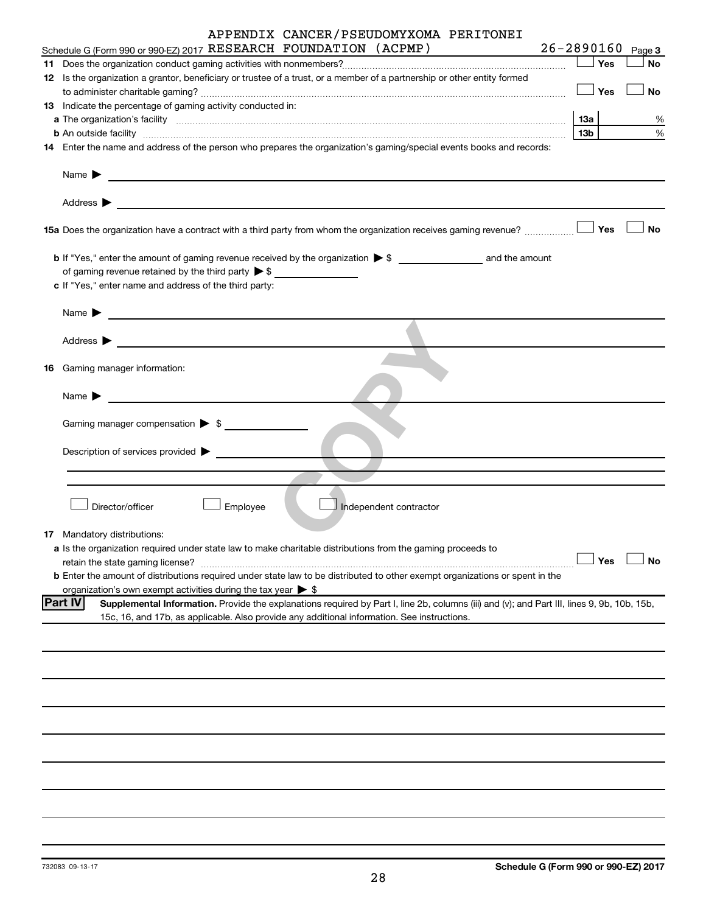Schedule G (Form 990 or 990-EZ) 2017 APPENDIX CANCER/PSEUDOMYXOMA PERITONEI RESEARCH FOUNDATION (ACPMP) 26-2890160 Page 3

**11** Does the organization conduct gaming activities with nonmembers? ☐ Yes ☐ No

**12** Is the organization a grantor, beneficiary or trustee of a trust, or a member of a partnership or other entity formed to administer charitable gaming? ☐ Yes ☐ No

**13** Indicate the percentage of gaming activity conducted in:

**a** The organization's facility **13a** %

**b** An outside facility **13b** %

**14** Enter the name and address of the person who prepares the organization's gaming/special events books and records:

Name ▶

Address ▶

**15a** Does the organization have a contract with a third party from whom the organization receives gaming revenue? ☐ Yes ☐ No

**b** If "Yes," enter the amount of gaming revenue received by the organization ▶ $ ____________ and the amount of gaming revenue retained by the third party ▶ $ ____________

**c** If "Yes," enter name and address of the third party:

Name ▶

Address ▶

**16** Gaming manager information:

Name ▶

Gaming manager compensation ▶ $

Description of services provided ▶

☐ Director/officer ☐ Employee ☐ Independent contractor

**17** Mandatory distributions:

**a** Is the organization required under state law to make charitable distributions from the gaming proceeds to retain the state gaming license? ☐ Yes ☐ No

**b** Enter the amount of distributions required under state law to be distributed to other exempt organizations or spent in the organization's own exempt activities during the tax year ▶ $

**Part IV** **Supplemental Information.** Provide the explanations required by Part I, line 2b, columns (iii) and (v); and Part III, lines 9, 9b, 10b, 15b, 15c, 16, and 17b, as applicable. Also provide any additional information. See instructions.

732083 09-13-17 **Schedule G (Form 990 or 990-EZ) 2017**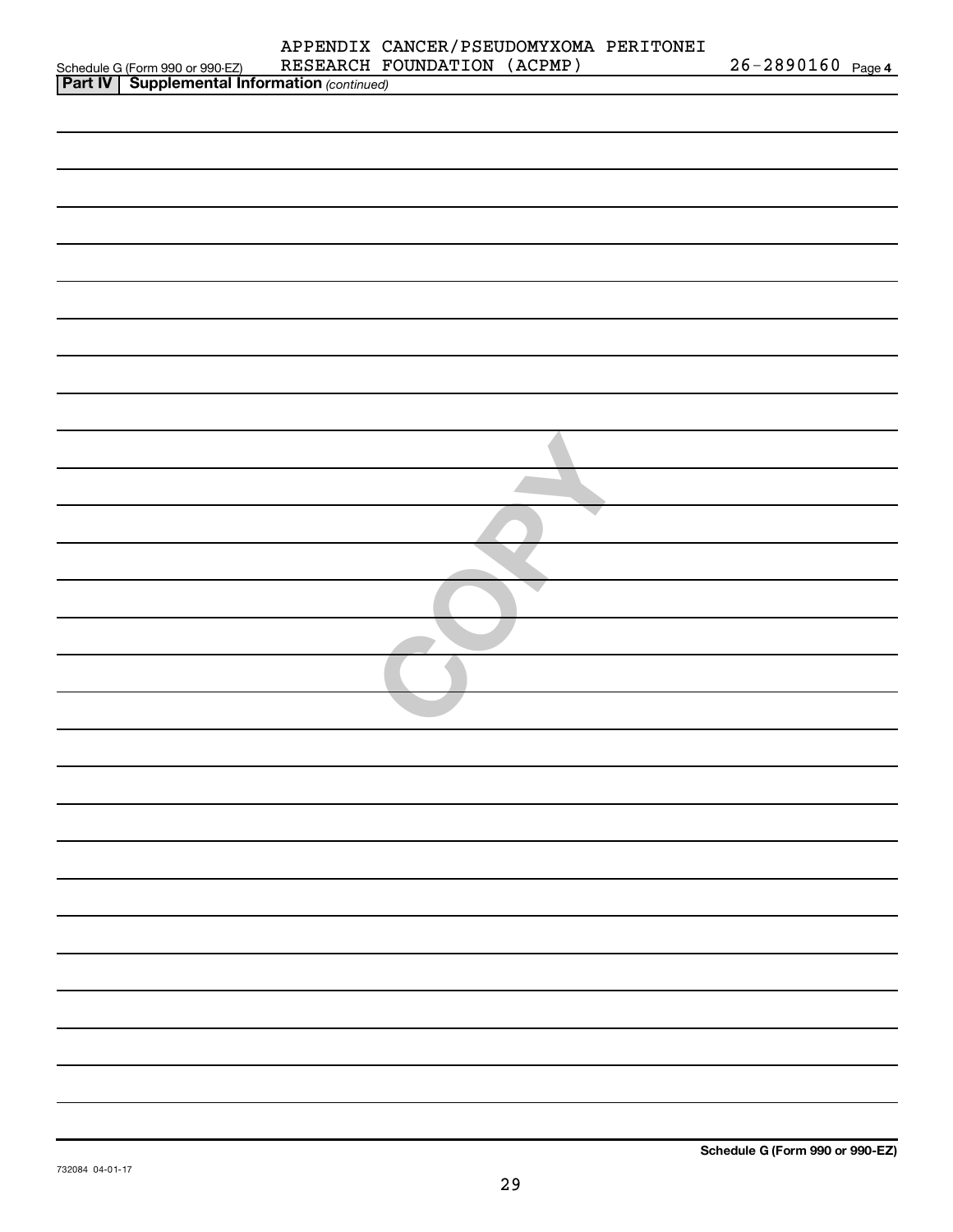Schedule G (Form 990 or 990-EZ) APPENDIX CANCER/PSEUDOMYXOMA PERITONEI RESEARCH FOUNDATION (ACPMP) 26-2890160 Page **4**

**Part IV | Supplemental Information** *(continued)*

COPY

**Schedule G (Form 990 or 990-EZ)**

732084 04-01-17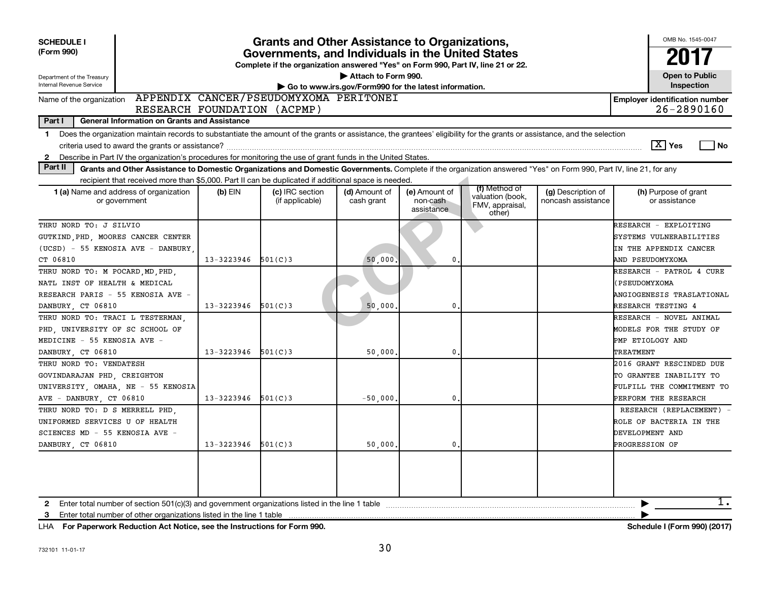**SCHEDULE I (Form 990)**

Department of the Treasury
Internal Revenue Service

# Grants and Other Assistance to Organizations, Governments, and Individuals in the United States

**Complete if the organization answered "Yes" on Form 990, Part IV, line 21 or 22.**

**▶ Attach to Form 990.**

**▶ Go to www.irs.gov/Form990 for the latest information.**

OMB No. 1545-0047

**2017**

**Open to Public Inspection**

Name of the organization: APPENDIX CANCER/PSEUDOMYXOMA PERITONEI RESEARCH FOUNDATION (ACPMP)

**Employer identification number**: 26-2890160

**Part I — General Information on Grants and Assistance**

1 Does the organization maintain records to substantiate the amount of the grants or assistance, the grantees' eligibility for the grants or assistance, and the selection criteria used to award the grants or assistance? [X] Yes [ ] No

2 Describe in Part IV the organization's procedures for monitoring the use of grant funds in the United States.

**Part II — Grants and Other Assistance to Domestic Organizations and Domestic Governments.** Complete if the organization answered "Yes" on Form 990, Part IV, line 21, for any recipient that received more than $5,000. Part II can be duplicated if additional space is needed.

| 1 (a) Name and address of organization or government | (b) EIN | (c) IRC section (if applicable) | (d) Amount of cash grant | (e) Amount of non-cash assistance | (f) Method of valuation (book, FMV, appraisal, other) | (g) Description of noncash assistance | (h) Purpose of grant or assistance |
|---|---|---|---|---|---|---|---|
| THRU NORD TO: J SILVIO GUTKIND,PHD, MOORES CANCER CENTER (UCSD) - 55 KENOSIA AVE - DANBURY, CT 06810 | 13-3223946 | 501(C)3 | 50,000. | 0. | | | RESEARCH - EXPLOITING SYSTEMS VULNERABILITIES IN THE APPENDIX CANCER AND PSEUDOMYXOMA |
| THRU NORD TO: M POCARD,MD,PHD, NATL INST OF HEALTH & MEDICAL RESEARCH PARIS - 55 KENOSIA AVE - DANBURY, CT 06810 | 13-3223946 | 501(C)3 | 50,000. | 0. | | | RESEARCH - PATROL 4 CURE (PSEUDOMYXOMA ANGIOGENESIS TRASLATIONAL RESEARCH TESTING 4 |
| THRU NORD TO: TRACI L TESTERMAN, PHD, UNIVERSITY OF SC SCHOOL OF MEDICINE - 55 KENOSIA AVE - DANBURY, CT 06810 | 13-3223946 | 501(C)3 | 50,000. | 0. | | | RESEARCH - NOVEL ANIMAL MODELS FOR THE STUDY OF PMP ETIOLOGY AND TREATMENT |
| THRU NORD TO: VENDATESH GOVINDARAJAN PHD, CREIGHTON UNIVERSITY, OMAHA, NE - 55 KENOSIA AVE - DANBURY, CT 06810 | 13-3223946 | 501(C)3 | -50,000. | 0. | | | 2016 GRANT RESCINDED DUE TO GRANTEE INABILITY TO FULFILL THE COMMITMENT TO PERFORM THE RESEARCH |
| THRU NORD TO: D S MERRELL PHD, UNIFORMED SERVICES U OF HEALTH SCIENCES MD - 55 KENOSIA AVE - DANBURY, CT 06810 | 13-3223946 | 501(C)3 | 50,000. | 0. | | | RESEARCH (REPLACEMENT) - ROLE OF BACTERIA IN THE DEVELOPMENT AND PROGRESSION OF |
| | | | | | | | |

2 Enter total number of section 501(c)(3) and government organizations listed in the line 1 table ▶ 1.

3 Enter total number of other organizations listed in the line 1 table ▶

LHA **For Paperwork Reduction Act Notice, see the Instructions for Form 990.** **Schedule I (Form 990) (2017)**

732101 11-01-17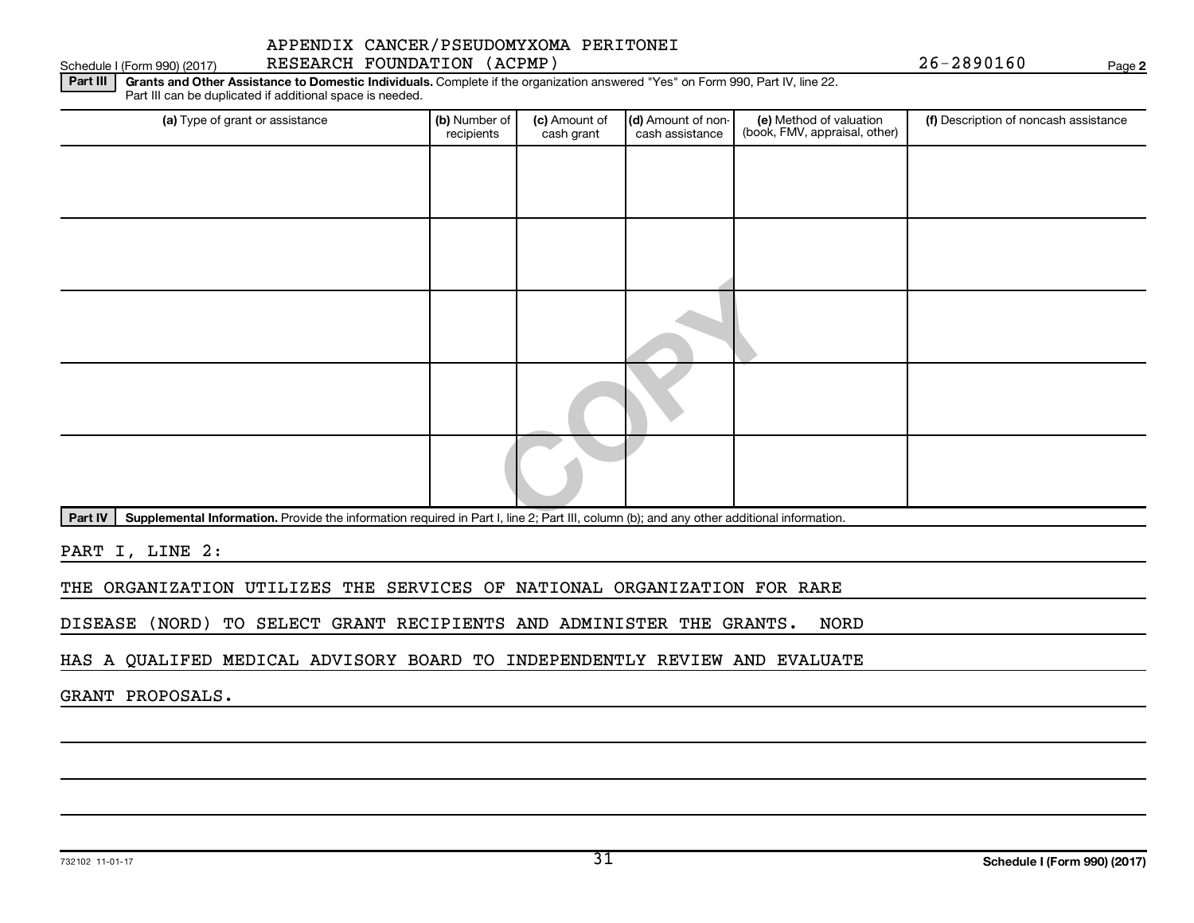APPENDIX CANCER/PSEUDOMYXOMA PERITONEI RESEARCH FOUNDATION (ACPMP) 26-2890160

**Part III** **Grants and Other Assistance to Domestic Individuals.** Complete if the organization answered "Yes" on Form 990, Part IV, line 22. Part III can be duplicated if additional space is needed.

| (a) Type of grant or assistance | (b) Number of recipients | (c) Amount of cash grant | (d) Amount of non-cash assistance | (e) Method of valuation (book, FMV, appraisal, other) | (f) Description of noncash assistance |
|---|---|---|---|---|---|
| | | | | | |
| | | | | | |
| | | | | | |
| | | | | | |
| | | | | | |

**Part IV** **Supplemental Information.** Provide the information required in Part I, line 2; Part III, column (b); and any other additional information.

PART I, LINE 2:

THE ORGANIZATION UTILIZES THE SERVICES OF NATIONAL ORGANIZATION FOR RARE DISEASE (NORD) TO SELECT GRANT RECIPIENTS AND ADMINISTER THE GRANTS. NORD HAS A QUALIFED MEDICAL ADVISORY BOARD TO INDEPENDENTLY REVIEW AND EVALUATE GRANT PROPOSALS.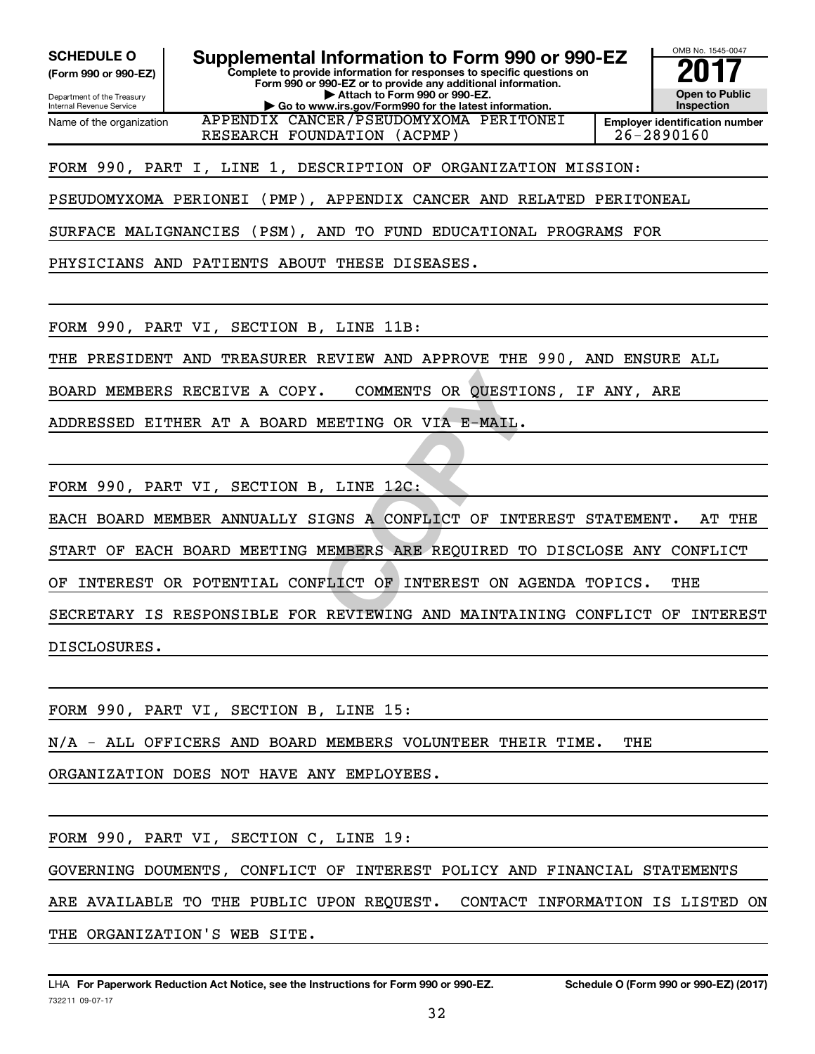**SCHEDULE O**
**(Form 990 or 990-EZ)**

Department of the Treasury
Internal Revenue Service

# Supplemental Information to Form 990 or 990-EZ

**Complete to provide information for responses to specific questions on Form 990 or 990-EZ or to provide any additional information.**
**▶ Attach to Form 990 or 990-EZ.**
**▶ Go to www.irs.gov/Form990 for the latest information.**

OMB No. 1545-0047
**2017**
**Open to Public Inspection**

| Name of the organization | Employer identification number |
|---|---|
| APPENDIX CANCER/PSEUDOMYXOMA PERITONEI RESEARCH FOUNDATION (ACPMP) | 26-2890160 |

FORM 990, PART I, LINE 1, DESCRIPTION OF ORGANIZATION MISSION:

PSEUDOMYXOMA PERIONEI (PMP), APPENDIX CANCER AND RELATED PERITONEAL SURFACE MALIGNANCIES (PSM), AND TO FUND EDUCATIONAL PROGRAMS FOR PHYSICIANS AND PATIENTS ABOUT THESE DISEASES.

FORM 990, PART VI, SECTION B, LINE 11B:

THE PRESIDENT AND TREASURER REVIEW AND APPROVE THE 990, AND ENSURE ALL BOARD MEMBERS RECEIVE A COPY. COMMENTS OR QUESTIONS, IF ANY, ARE ADDRESSED EITHER AT A BOARD MEETING OR VIA E-MAIL.

FORM 990, PART VI, SECTION B, LINE 12C:

EACH BOARD MEMBER ANNUALLY SIGNS A CONFLICT OF INTEREST STATEMENT. AT THE START OF EACH BOARD MEETING MEMBERS ARE REQUIRED TO DISCLOSE ANY CONFLICT OF INTEREST OR POTENTIAL CONFLICT OF INTEREST ON AGENDA TOPICS. THE SECRETARY IS RESPONSIBLE FOR REVIEWING AND MAINTAINING CONFLICT OF INTEREST DISCLOSURES.

FORM 990, PART VI, SECTION B, LINE 15:

N/A - ALL OFFICERS AND BOARD MEMBERS VOLUNTEER THEIR TIME. THE ORGANIZATION DOES NOT HAVE ANY EMPLOYEES.

FORM 990, PART VI, SECTION C, LINE 19:

GOVERNING DOUMENTS, CONFLICT OF INTEREST POLICY AND FINANCIAL STATEMENTS ARE AVAILABLE TO THE PUBLIC UPON REQUEST. CONTACT INFORMATION IS LISTED ON THE ORGANIZATION'S WEB SITE.

LHA **For Paperwork Reduction Act Notice, see the Instructions for Form 990 or 990-EZ.** **Schedule O (Form 990 or 990-EZ) (2017)**
732211 09-07-17